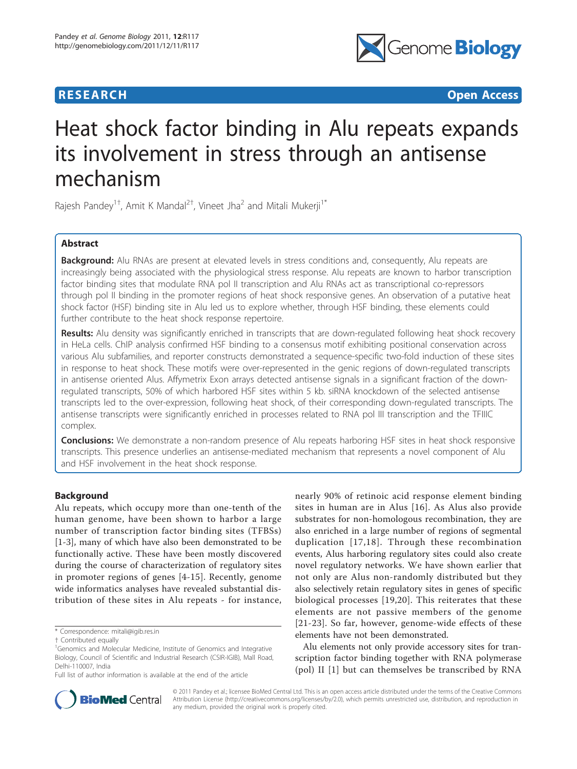**RESEARCH** **Open Access**

# Heat shock factor binding in Alu repeats expands its involvement in stress through an antisense mechanism

Rajesh Pandey[1†], Amit K Mandal[2†], Vineet Jha[2] and Mitali Mukerji[1*]

## Abstract

**Background:** Alu RNAs are present at elevated levels in stress conditions and, consequently, Alu repeats are increasingly being associated with the physiological stress response. Alu repeats are known to harbor transcription factor binding sites that modulate RNA pol II transcription and Alu RNAs act as transcriptional co-repressors through pol II binding in the promoter regions of heat shock responsive genes. An observation of a putative heat shock factor (HSF) binding site in Alu led us to explore whether, through HSF binding, these elements could further contribute to the heat shock response repertoire.

**Results:** Alu density was significantly enriched in transcripts that are down-regulated following heat shock recovery in HeLa cells. ChIP analysis confirmed HSF binding to a consensus motif exhibiting positional conservation across various Alu subfamilies, and reporter constructs demonstrated a sequence-specific two-fold induction of these sites in response to heat shock. These motifs were over-represented in the genic regions of down-regulated transcripts in antisense oriented Alus. Affymetrix Exon arrays detected antisense signals in a significant fraction of the down-regulated transcripts, 50% of which harbored HSF sites within 5 kb. siRNA knockdown of the selected antisense transcripts led to the over-expression, following heat shock, of their corresponding down-regulated transcripts. The antisense transcripts were significantly enriched in processes related to RNA pol III transcription and the TFIIIC complex.

**Conclusions:** We demonstrate a non-random presence of Alu repeats harboring HSF sites in heat shock responsive transcripts. This presence underlies an antisense-mediated mechanism that represents a novel component of Alu and HSF involvement in the heat shock response.

## Background

Alu repeats, which occupy more than one-tenth of the human genome, have been shown to harbor a large number of transcription factor binding sites (TFBSs) [1-3], many of which have also been demonstrated to be functionally active. These have been mostly discovered during the course of characterization of regulatory sites in promoter regions of genes [4-15]. Recently, genome wide informatics analyses have revealed substantial distribution of these sites in Alu repeats - for instance, nearly 90% of retinoic acid response element binding sites in human are in Alus [16]. As Alus also provide substrates for non-homologous recombination, they are also enriched in a large number of regions of segmental duplication [17,18]. Through these recombination events, Alus harboring regulatory sites could also create novel regulatory networks. We have shown earlier that not only are Alus non-randomly distributed but they also selectively retain regulatory sites in genes of specific biological processes [19,20]. This reiterates that these elements are not passive members of the genome [21-23]. So far, however, genome-wide effects of these elements have not been demonstrated.

Alu elements not only provide accessory sites for transcription factor binding together with RNA polymerase (pol) II [1] but can themselves be transcribed by RNA

\* Correspondence: mitali@igib.res.in
† Contributed equally
[1]Genomics and Molecular Medicine, Institute of Genomics and Integrative Biology, Council of Scientific and Industrial Research (CSIR-IGIB), Mall Road, Delhi-110007, India
Full list of author information is available at the end of the article

© 2011 Pandey et al.; licensee BioMed Central Ltd. This is an open access article distributed under the terms of the Creative Commons Attribution License (http://creativecommons.org/licenses/by/2.0), which permits unrestricted use, distribution, and reproduction in any medium, provided the original work is properly cited.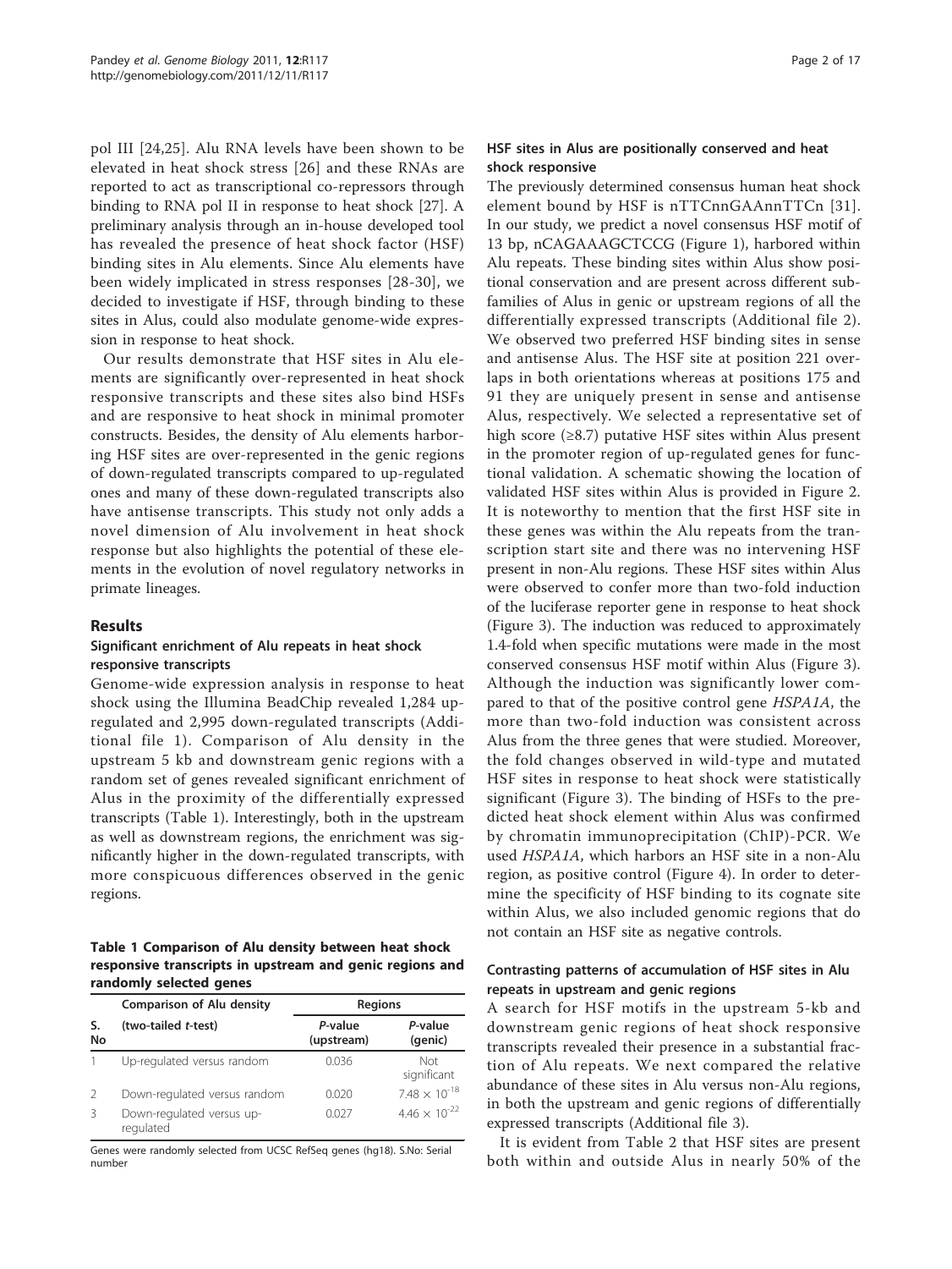pol III [24,25]. Alu RNA levels have been shown to be elevated in heat shock stress [26] and these RNAs are reported to act as transcriptional co-repressors through binding to RNA pol II in response to heat shock [27]. A preliminary analysis through an in-house developed tool has revealed the presence of heat shock factor (HSF) binding sites in Alu elements. Since Alu elements have been widely implicated in stress responses [28-30], we decided to investigate if HSF, through binding to these sites in Alus, could also modulate genome-wide expression in response to heat shock.

Our results demonstrate that HSF sites in Alu elements are significantly over-represented in heat shock responsive transcripts and these sites also bind HSFs and are responsive to heat shock in minimal promoter constructs. Besides, the density of Alu elements harboring HSF sites are over-represented in the genic regions of down-regulated transcripts compared to up-regulated ones and many of these down-regulated transcripts also have antisense transcripts. This study not only adds a novel dimension of Alu involvement in heat shock response but also highlights the potential of these elements in the evolution of novel regulatory networks in primate lineages.

## Results

### Significant enrichment of Alu repeats in heat shock responsive transcripts

Genome-wide expression analysis in response to heat shock using the Illumina BeadChip revealed 1,284 up-regulated and 2,995 down-regulated transcripts (Additional file 1). Comparison of Alu density in the upstream 5 kb and downstream genic regions with a random set of genes revealed significant enrichment of Alus in the proximity of the differentially expressed transcripts (Table 1). Interestingly, both in the upstream as well as downstream regions, the enrichment was significantly higher in the down-regulated transcripts, with more conspicuous differences observed in the genic regions.

**Table 1 Comparison of Alu density between heat shock responsive transcripts in upstream and genic regions and randomly selected genes**

| S. No | Comparison of Alu density (two-tailed *t*-test) | Regions | |
|---|---|---|---|
| | | *P*-value (upstream) | *P*-value (genic) |
| 1 | Up-regulated versus random | 0.036 | Not significant |
| 2 | Down-regulated versus random | 0.020 | $7.48 \times 10^{-18}$ |
| 3 | Down-regulated versus up-regulated | 0.027 | $4.46 \times 10^{-22}$ |

Genes were randomly selected from UCSC RefSeq genes (hg18). S.No: Serial number

### HSF sites in Alus are positionally conserved and heat shock responsive

The previously determined consensus human heat shock element bound by HSF is nTTCnnGAAnnTTCn [31]. In our study, we predict a novel consensus HSF motif of 13 bp, nCAGAAAGCTCCG (Figure 1), harbored within Alu repeats. These binding sites within Alus show positional conservation and are present across different subfamilies of Alus in genic or upstream regions of all the differentially expressed transcripts (Additional file 2). We observed two preferred HSF binding sites in sense and antisense Alus. The HSF site at position 221 overlaps in both orientations whereas at positions 175 and 91 they are uniquely present in sense and antisense Alus, respectively. We selected a representative set of high score (≥8.7) putative HSF sites within Alus present in the promoter region of up-regulated genes for functional validation. A schematic showing the location of validated HSF sites within Alus is provided in Figure 2. It is noteworthy to mention that the first HSF site in these genes was within the Alu repeats from the transcription start site and there was no intervening HSF present in non-Alu regions. These HSF sites within Alus were observed to confer more than two-fold induction of the luciferase reporter gene in response to heat shock (Figure 3). The induction was reduced to approximately 1.4-fold when specific mutations were made in the most conserved consensus HSF motif within Alus (Figure 3). Although the induction was significantly lower compared to that of the positive control gene *HSPA1A*, the more than two-fold induction was consistent across Alus from the three genes that were studied. Moreover, the fold changes observed in wild-type and mutated HSF sites in response to heat shock were statistically significant (Figure 3). The binding of HSFs to the predicted heat shock element within Alus was confirmed by chromatin immunoprecipitation (ChIP)-PCR. We used *HSPA1A*, which harbors an HSF site in a non-Alu region, as positive control (Figure 4). In order to determine the specificity of HSF binding to its cognate site within Alus, we also included genomic regions that do not contain an HSF site as negative controls.

### Contrasting patterns of accumulation of HSF sites in Alu repeats in upstream and genic regions

A search for HSF motifs in the upstream 5-kb and downstream genic regions of heat shock responsive transcripts revealed their presence in a substantial fraction of Alu repeats. We next compared the relative abundance of these sites in Alu versus non-Alu regions, in both the upstream and genic regions of differentially expressed transcripts (Additional file 3).

It is evident from Table 2 that HSF sites are present both within and outside Alus in nearly 50% of the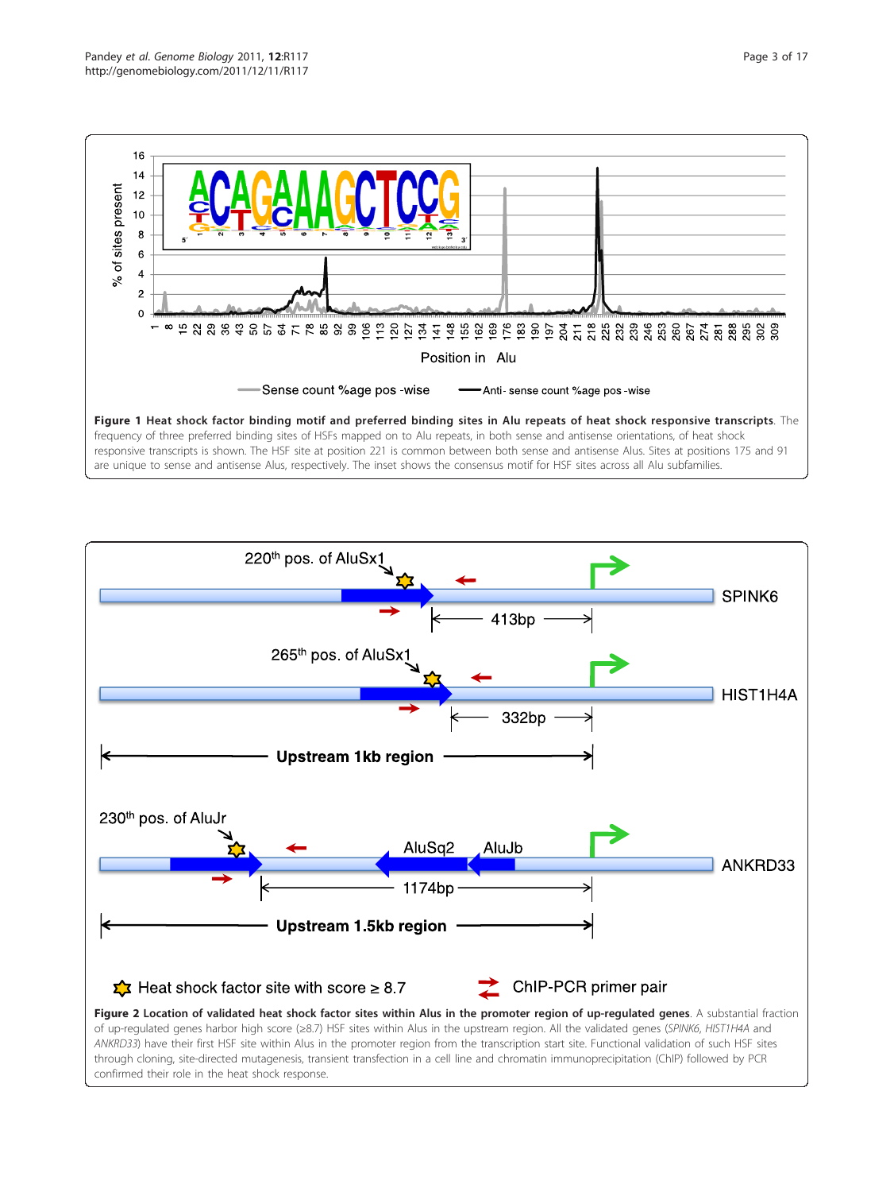**Figure 1 Heat shock factor binding motif and preferred binding sites in Alu repeats of heat shock responsive transcripts**. The frequency of three preferred binding sites of HSFs mapped on to Alu repeats, in both sense and antisense orientations, of heat shock responsive transcripts is shown. The HSF site at position 221 is common between both sense and antisense Alus. Sites at positions 175 and 91 are unique to sense and antisense Alus, respectively. The inset shows the consensus motif for HSF sites across all Alu subfamilies.

**Figure 2 Location of validated heat shock factor sites within Alus in the promoter region of up-regulated genes**. A substantial fraction of up-regulated genes harbor high score (≥8.7) HSF sites within Alus in the upstream region. All the validated genes (*SPINK6*, *HIST1H4A* and *ANKRD33*) have their first HSF site within Alus in the promoter region from the transcription start site. Functional validation of such HSF sites through cloning, site-directed mutagenesis, transient transfection in a cell line and chromatin immunoprecipitation (ChIP) followed by PCR confirmed their role in the heat shock response.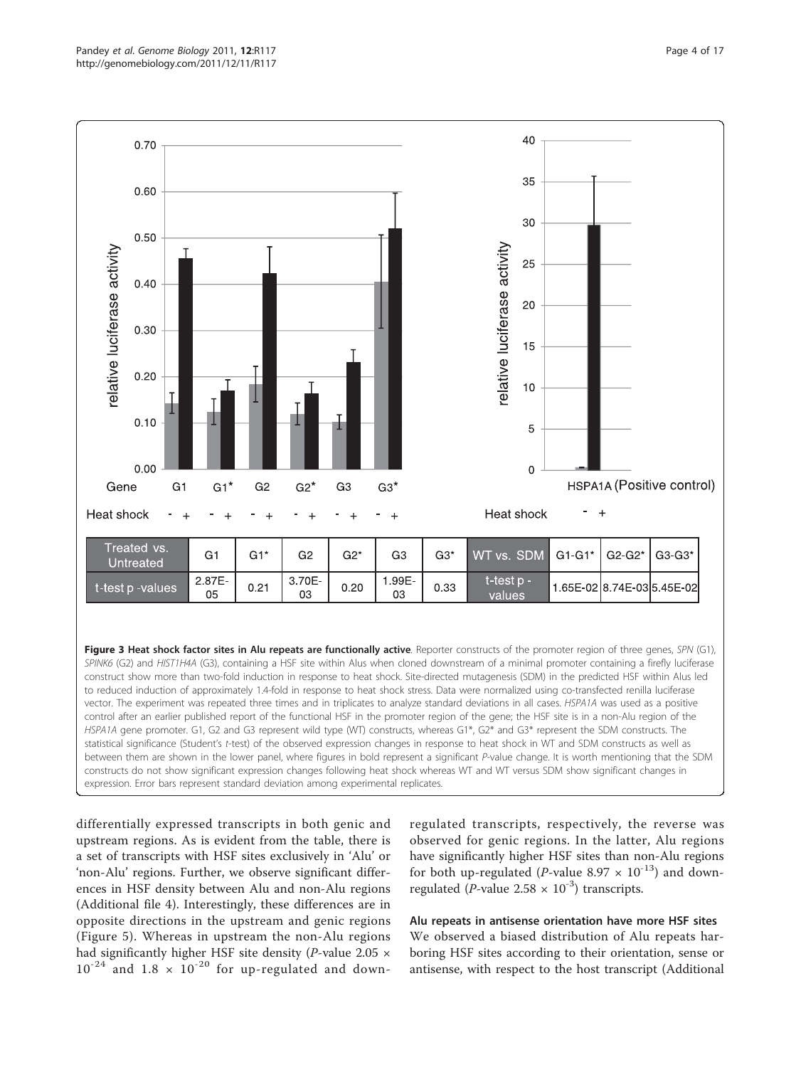| Treated vs. Untreated | G1 | G1* | G2 | G2* | G3 | G3* |
|---|---|---|---|---|---|---|
| t-test p -values | 2.87E-05 | 0.21 | 3.70E-03 | 0.20 | 1.99E-03 | 0.33 |

| WT vs. SDM | G1-G1* | G2-G2* | G3-G3* |
|---|---|---|---|
| t-test p -values | 1.65E-02 | 8.74E-03 | 5.45E-02 |

**Figure 3 Heat shock factor sites in Alu repeats are functionally active**. Reporter constructs of the promoter region of three genes, *SPN* (G1), *SPINK6* (G2) and *HIST1H4A* (G3), containing a HSF site within Alus when cloned downstream of a minimal promoter containing a firefly luciferase construct show more than two-fold induction in response to heat shock. Site-directed mutagenesis (SDM) in the predicted HSF within Alus led to reduced induction of approximately 1.4-fold in response to heat shock stress. Data were normalized using co-transfected renilla luciferase vector. The experiment was repeated three times and in triplicates to analyze standard deviations in all cases. *HSPA1A* was used as a positive control after an earlier published report of the functional HSF in the promoter region of the gene; the HSF site is in a non-Alu region of the *HSPA1A* gene promoter. G1, G2 and G3 represent wild type (WT) constructs, whereas G1*, G2* and G3* represent the SDM constructs. The statistical significance (Student's *t*-test) of the observed expression changes in response to heat shock in WT and SDM constructs as well as between them are shown in the lower panel, where figures in bold represent a significant *P*-value change. It is worth mentioning that the SDM constructs do not show significant expression changes following heat shock whereas WT and WT versus SDM show significant changes in expression. Error bars represent standard deviation among experimental replicates.

differentially expressed transcripts in both genic and upstream regions. As is evident from the table, there is a set of transcripts with HSF sites exclusively in 'Alu' or 'non-Alu' regions. Further, we observe significant differences in HSF density between Alu and non-Alu regions (Additional file 4). Interestingly, these differences are in opposite directions in the upstream and genic regions (Figure 5). Whereas in upstream the non-Alu regions had significantly higher HSF site density (*P*-value $2.05 \times 10^{-24}$ and $1.8 \times 10^{-20}$ for up-regulated and down-regulated transcripts, respectively, the reverse was observed for genic regions. In the latter, Alu regions have significantly higher HSF sites than non-Alu regions for both up-regulated (*P*-value $8.97 \times 10^{-13}$) and down-regulated (*P*-value $2.58 \times 10^{-3}$) transcripts.

### Alu repeats in antisense orientation have more HSF sites

We observed a biased distribution of Alu repeats harboring HSF sites according to their orientation, sense or antisense, with respect to the host transcript (Additional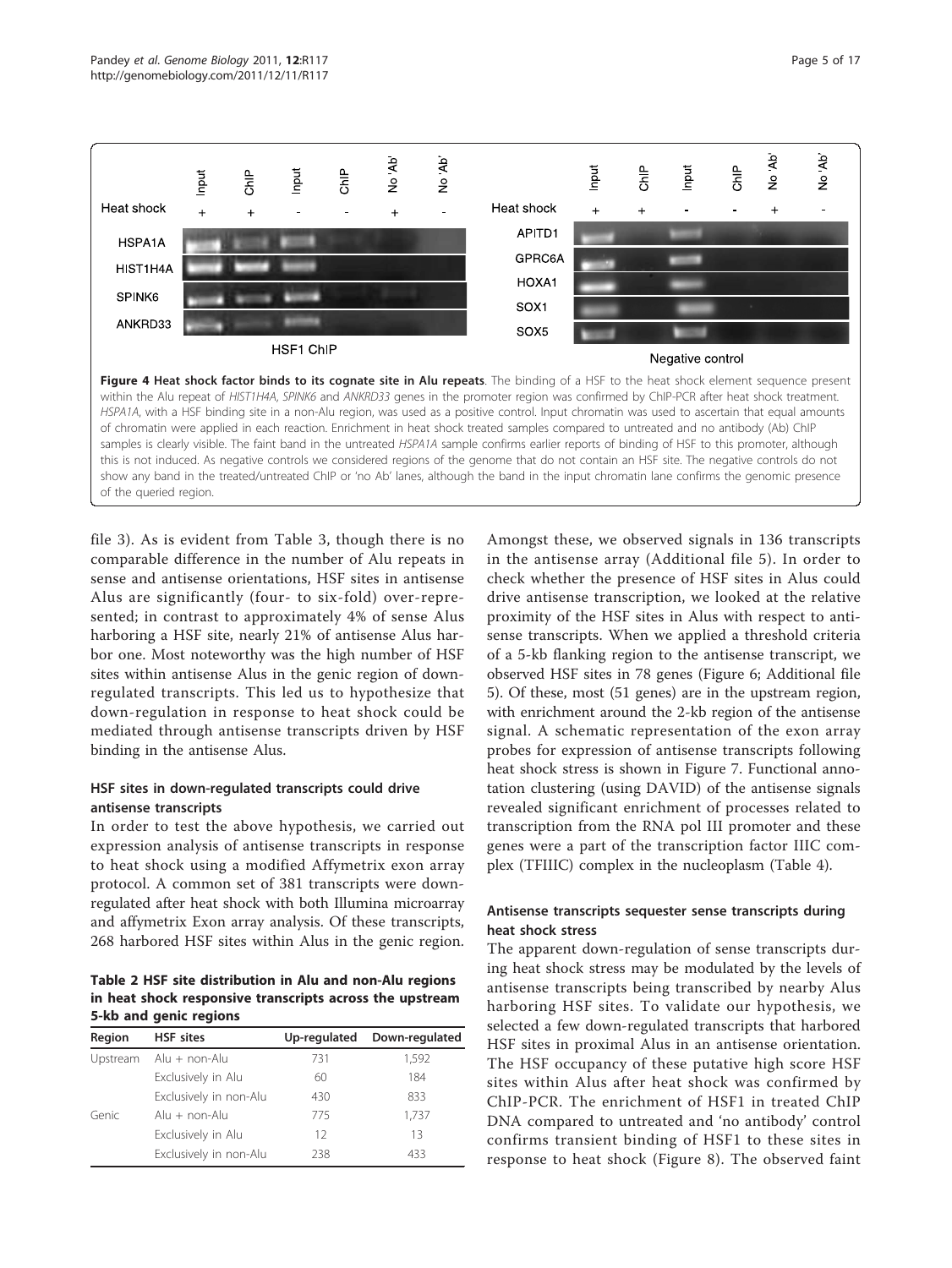**Figure 4 Heat shock factor binds to its cognate site in Alu repeats**. The binding of a HSF to the heat shock element sequence present within the Alu repeat of *HIST1H4A*, *SPINK6* and *ANKRD33* genes in the promoter region was confirmed by ChIP-PCR after heat shock treatment. *HSPA1A*, with a HSF binding site in a non-Alu region, was used as a positive control. Input chromatin was used to ascertain that equal amounts of chromatin were applied in each reaction. Enrichment in heat shock treated samples compared to untreated and no antibody (Ab) ChIP samples is clearly visible. The faint band in the untreated *HSPA1A* sample confirms earlier reports of binding of HSF to this promoter, although this is not induced. As negative controls we considered regions of the genome that do not contain an HSF site. The negative controls do not show any band in the treated/untreated ChIP or 'no Ab' lanes, although the band in the input chromatin lane confirms the genomic presence of the queried region.

file 3). As is evident from Table 3, though there is no comparable difference in the number of Alu repeats in sense and antisense orientations, HSF sites in antisense Alus are significantly (four- to six-fold) over-represented; in contrast to approximately 4% of sense Alus harboring a HSF site, nearly 21% of antisense Alus harbor one. Most noteworthy was the high number of HSF sites within antisense Alus in the genic region of down-regulated transcripts. This led us to hypothesize that down-regulation in response to heat shock could be mediated through antisense transcripts driven by HSF binding in the antisense Alus.

### HSF sites in down-regulated transcripts could drive antisense transcripts

In order to test the above hypothesis, we carried out expression analysis of antisense transcripts in response to heat shock using a modified Affymetrix exon array protocol. A common set of 381 transcripts were down-regulated after heat shock with both Illumina microarray and affymetrix Exon array analysis. Of these transcripts, 268 harbored HSF sites within Alus in the genic region.

**Table 2 HSF site distribution in Alu and non-Alu regions in heat shock responsive transcripts across the upstream 5-kb and genic regions**

| Region | HSF sites | Up-regulated | Down-regulated |
|---|---|---|---|
| Upstream | Alu + non-Alu | 731 | 1,592 |
| | Exclusively in Alu | 60 | 184 |
| | Exclusively in non-Alu | 430 | 833 |
| Genic | Alu + non-Alu | 775 | 1,737 |
| | Exclusively in Alu | 12 | 13 |
| | Exclusively in non-Alu | 238 | 433 |

Amongst these, we observed signals in 136 transcripts in the antisense array (Additional file 5). In order to check whether the presence of HSF sites in Alus could drive antisense transcription, we looked at the relative proximity of the HSF sites in Alus with respect to antisense transcripts. When we applied a threshold criteria of a 5-kb flanking region to the antisense transcript, we observed HSF sites in 78 genes (Figure 6; Additional file 5). Of these, most (51 genes) are in the upstream region, with enrichment around the 2-kb region of the antisense signal. A schematic representation of the exon array probes for expression of antisense transcripts following heat shock stress is shown in Figure 7. Functional annotation clustering (using DAVID) of the antisense signals revealed significant enrichment of processes related to transcription from the RNA pol III promoter and these genes were a part of the transcription factor IIIC complex (TFIIIC) complex in the nucleoplasm (Table 4).

### Antisense transcripts sequester sense transcripts during heat shock stress

The apparent down-regulation of sense transcripts during heat shock stress may be modulated by the levels of antisense transcripts being transcribed by nearby Alus harboring HSF sites. To validate our hypothesis, we selected a few down-regulated transcripts that harbored HSF sites in proximal Alus in an antisense orientation. The HSF occupancy of these putative high score HSF sites within Alus after heat shock was confirmed by ChIP-PCR. The enrichment of HSF1 in treated ChIP DNA compared to untreated and 'no antibody' control confirms transient binding of HSF1 to these sites in response to heat shock (Figure 8). The observed faint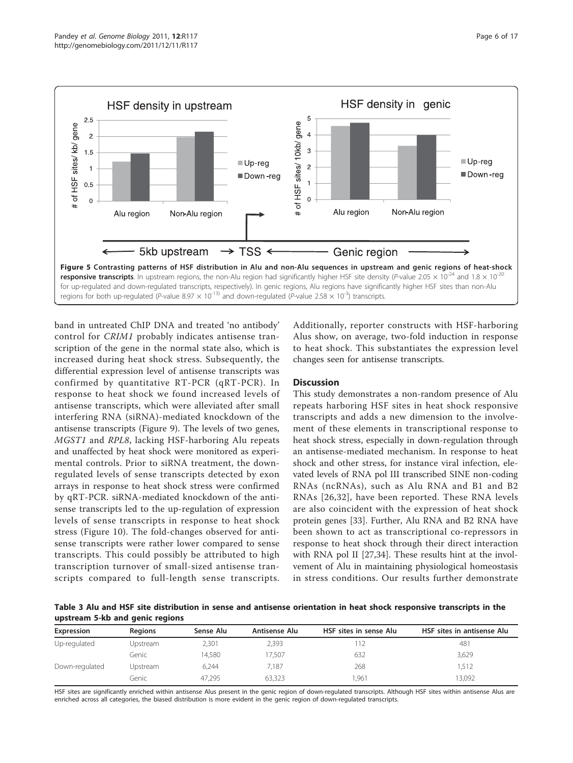**Figure 5 Contrasting patterns of HSF distribution in Alu and non-Alu sequences in upstream and genic regions of heat-shock responsive transcripts**. In upstream regions, the non-Alu region had significantly higher HSF site density (*P*-value $2.05 \times 10^{-24}$ and $1.8 \times 10^{-20}$ for up-regulated and down-regulated transcripts, respectively). In genic regions, Alu regions have significantly higher HSF sites than non-Alu regions for both up-regulated (*P*-value $8.97 \times 10^{-13}$) and down-regulated (*P*-value $2.58 \times 10^{-3}$) transcripts.

band in untreated ChIP DNA and treated 'no antibody' control for *CRIM1* probably indicates antisense transcription of the gene in the normal state also, which is increased during heat shock stress. Subsequently, the differential expression level of antisense transcripts was confirmed by quantitative RT-PCR (qRT-PCR). In response to heat shock we found increased levels of antisense transcripts, which were alleviated after small interfering RNA (siRNA)-mediated knockdown of the antisense transcripts (Figure 9). The levels of two genes, *MGST1* and *RPL8*, lacking HSF-harboring Alu repeats and unaffected by heat shock were monitored as experimental controls. Prior to siRNA treatment, the down-regulated levels of sense transcripts detected by exon arrays in response to heat shock stress were confirmed by qRT-PCR. siRNA-mediated knockdown of the antisense transcripts led to the up-regulation of expression levels of sense transcripts in response to heat shock stress (Figure 10). The fold-changes observed for antisense transcripts were rather lower compared to sense transcripts. This could possibly be attributed to high transcription turnover of small-sized antisense transcripts compared to full-length sense transcripts. Additionally, reporter constructs with HSF-harboring Alus show, on average, two-fold induction in response to heat shock. This substantiates the expression level changes seen for antisense transcripts.

## Discussion

This study demonstrates a non-random presence of Alu repeats harboring HSF sites in heat shock responsive transcripts and adds a new dimension to the involvement of these elements in transcriptional response to heat shock stress, especially in down-regulation through an antisense-mediated mechanism. In response to heat shock and other stress, for instance viral infection, elevated levels of RNA pol III transcribed SINE non-coding RNAs (ncRNAs), such as Alu RNA and B1 and B2 RNAs [26,32], have been reported. These RNA levels are also coincident with the expression of heat shock protein genes [33]. Further, Alu RNA and B2 RNA have been shown to act as transcriptional co-repressors in response to heat shock through their direct interaction with RNA pol II [27,34]. These results hint at the involvement of Alu in maintaining physiological homeostasis in stress conditions. Our results further demonstrate

**Table 3 Alu and HSF site distribution in sense and antisense orientation in heat shock responsive transcripts in the upstream 5-kb and genic regions**

| Expression | Regions | Sense Alu | Antisense Alu | HSF sites in sense Alu | HSF sites in antisense Alu |
|---|---|---|---|---|---|
| Up-regulated | Upstream | 2,301 | 2,393 | 112 | 481 |
| | Genic | 14,580 | 17,507 | 632 | 3,629 |
| Down-regulated | Upstream | 6,244 | 7,187 | 268 | 1,512 |
| | Genic | 47,295 | 63,323 | 1,961 | 13,092 |

HSF sites are significantly enriched within antisense Alus present in the genic region of down-regulated transcripts. Although HSF sites within antisense Alus are enriched across all categories, the biased distribution is more evident in the genic region of down-regulated transcripts.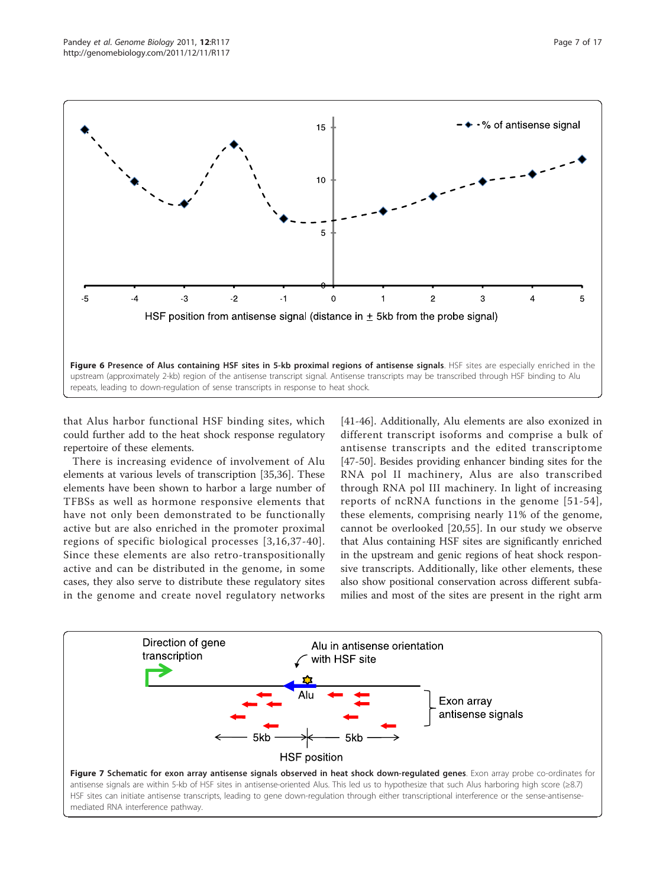**Figure 6 Presence of Alus containing HSF sites in 5-kb proximal regions of antisense signals**. HSF sites are especially enriched in the upstream (approximately 2-kb) region of the antisense transcript signal. Antisense transcripts may be transcribed through HSF binding to Alu repeats, leading to down-regulation of sense transcripts in response to heat shock.

that Alus harbor functional HSF binding sites, which could further add to the heat shock response regulatory repertoire of these elements.

There is increasing evidence of involvement of Alu elements at various levels of transcription [35,36]. These elements have been shown to harbor a large number of TFBSs as well as hormone responsive elements that have not only been demonstrated to be functionally active but are also enriched in the promoter proximal regions of specific biological processes [3,16,37-40]. Since these elements are also retro-transpositionally active and can be distributed in the genome, in some cases, they also serve to distribute these regulatory sites in the genome and create novel regulatory networks [41-46]. Additionally, Alu elements are also exonized in different transcript isoforms and comprise a bulk of antisense transcripts and the edited transcriptome [47-50]. Besides providing enhancer binding sites for the RNA pol II machinery, Alus are also transcribed through RNA pol III machinery. In light of increasing reports of ncRNA functions in the genome [51-54], these elements, comprising nearly 11% of the genome, cannot be overlooked [20,55]. In our study we observe that Alus containing HSF sites are significantly enriched in the upstream and genic regions of heat shock responsive transcripts. Additionally, like other elements, these also show positional conservation across different subfamilies and most of the sites are present in the right arm

**Figure 7 Schematic for exon array antisense signals observed in heat shock down-regulated genes**. Exon array probe co-ordinates for antisense signals are within 5-kb of HSF sites in antisense-oriented Alus. This led us to hypothesize that such Alus harboring high score (≥8.7) HSF sites can initiate antisense transcripts, leading to gene down-regulation through either transcriptional interference or the sense-antisense-mediated RNA interference pathway.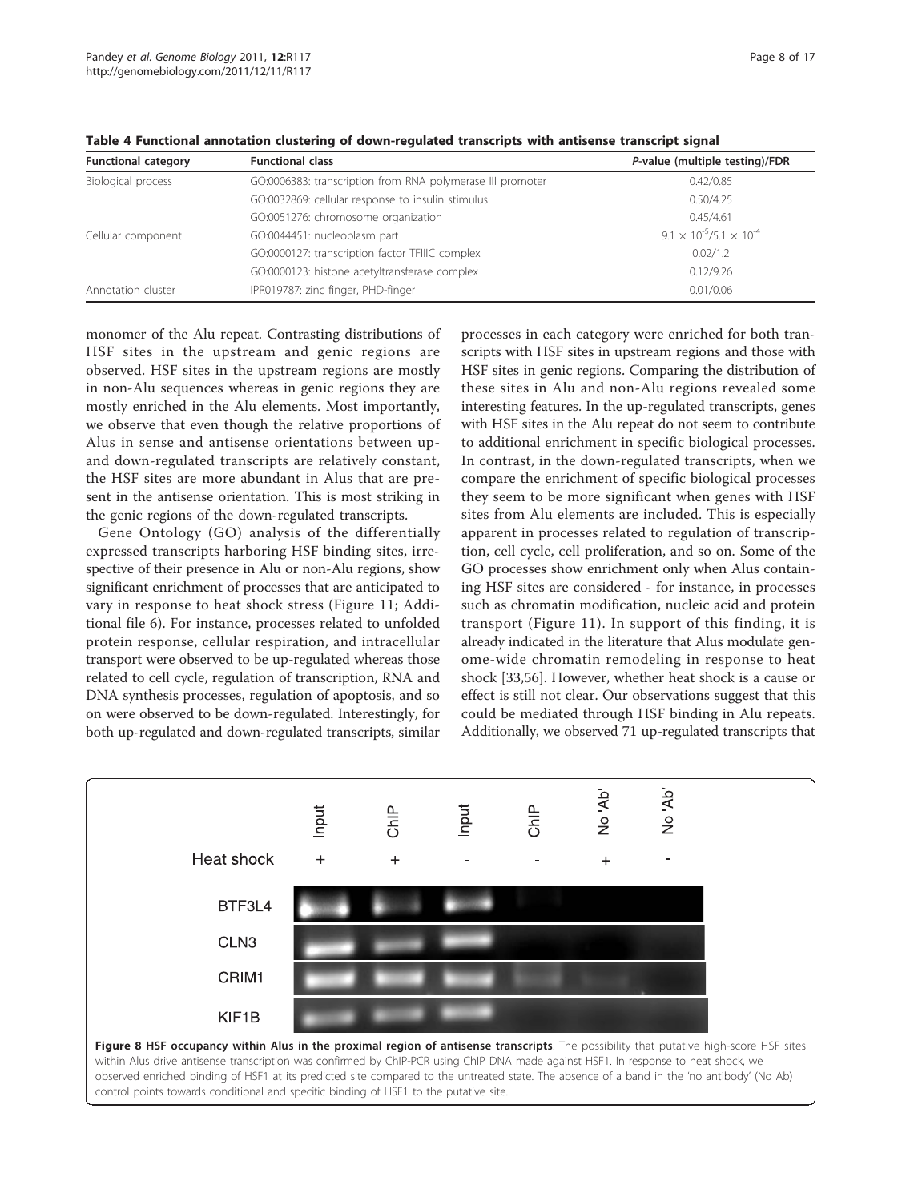**Table 4 Functional annotation clustering of down-regulated transcripts with antisense transcript signal**

| Functional category | Functional class | *P*-value (multiple testing)/FDR |
|---|---|---|
| Biological process | GO:0006383: transcription from RNA polymerase III promoter | 0.42/0.85 |
| | GO:0032869: cellular response to insulin stimulus | 0.50/4.25 |
| | GO:0051276: chromosome organization | 0.45/4.61 |
| Cellular component | GO:0044451: nucleoplasm part | $9.1 \times 10^{-5}$/$5.1 \times 10^{-4}$ |
| | GO:0000127: transcription factor TFIIIC complex | 0.02/1.2 |
| | GO:0000123: histone acetyltransferase complex | 0.12/9.26 |
| Annotation cluster | IPR019787: zinc finger, PHD-finger | 0.01/0.06 |

monomer of the Alu repeat. Contrasting distributions of HSF sites in the upstream and genic regions are observed. HSF sites in the upstream regions are mostly in non-Alu sequences whereas in genic regions they are mostly enriched in the Alu elements. Most importantly, we observe that even though the relative proportions of Alus in sense and antisense orientations between up- and down-regulated transcripts are relatively constant, the HSF sites are more abundant in Alus that are present in the antisense orientation. This is most striking in the genic regions of the down-regulated transcripts.

Gene Ontology (GO) analysis of the differentially expressed transcripts harboring HSF binding sites, irrespective of their presence in Alu or non-Alu regions, show significant enrichment of processes that are anticipated to vary in response to heat shock stress (Figure 11; Additional file 6). For instance, processes related to unfolded protein response, cellular respiration, and intracellular transport were observed to be up-regulated whereas those related to cell cycle, regulation of transcription, RNA and DNA synthesis processes, regulation of apoptosis, and so on were observed to be down-regulated. Interestingly, for both up-regulated and down-regulated transcripts, similar processes in each category were enriched for both transcripts with HSF sites in upstream regions and those with HSF sites in genic regions. Comparing the distribution of these sites in Alu and non-Alu regions revealed some interesting features. In the up-regulated transcripts, genes with HSF sites in the Alu repeat do not seem to contribute to additional enrichment in specific biological processes. In contrast, in the down-regulated transcripts, when we compare the enrichment of specific biological processes they seem to be more significant when genes with HSF sites from Alu elements are included. This is especially apparent in processes related to regulation of transcription, cell cycle, cell proliferation, and so on. Some of the GO processes show enrichment only when Alus containing HSF sites are considered - for instance, in processes such as chromatin modification, nucleic acid and protein transport (Figure 11). In support of this finding, it is already indicated in the literature that Alus modulate genome-wide chromatin remodeling in response to heat shock [33,56]. However, whether heat shock is a cause or effect is still not clear. Our observations suggest that this could be mediated through HSF binding in Alu repeats. Additionally, we observed 71 up-regulated transcripts that

**Figure 8 HSF occupancy within Alus in the proximal region of antisense transcripts**. The possibility that putative high-score HSF sites within Alus drive antisense transcription was confirmed by ChIP-PCR using ChIP DNA made against HSF1. In response to heat shock, we observed enriched binding of HSF1 at its predicted site compared to the untreated state. The absence of a band in the 'no antibody' (No Ab) control points towards conditional and specific binding of HSF1 to the putative site.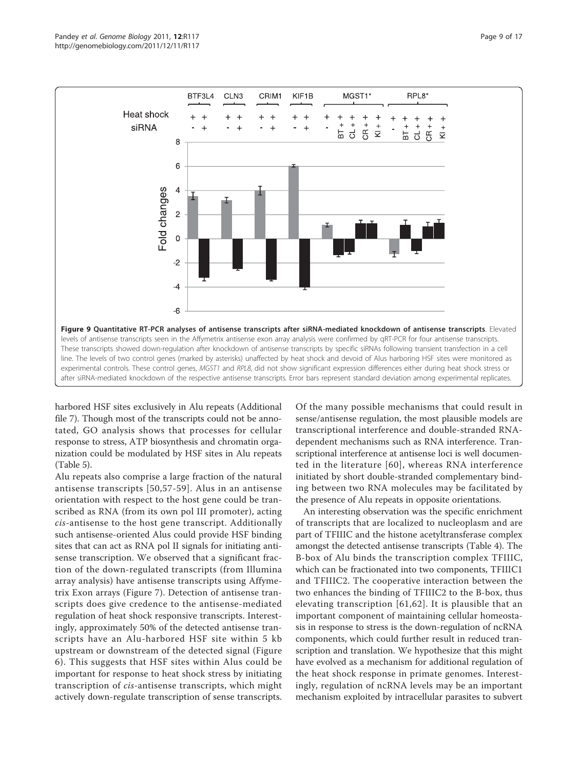**Figure 9 Quantitative RT-PCR analyses of antisense transcripts after siRNA-mediated knockdown of antisense transcripts**. Elevated levels of antisense transcripts seen in the Affymetrix antisense exon array analysis were confirmed by qRT-PCR for four antisense transcripts. These transcripts showed down-regulation after knockdown of antisense transcripts by specific siRNAs following transient transfection in a cell line. The levels of two control genes (marked by asterisks) unaffected by heat shock and devoid of Alus harboring HSF sites were monitored as experimental controls. These control genes, *MGST1* and *RPL8*, did not show significant expression differences either during heat shock stress or after siRNA-mediated knockdown of the respective antisense transcripts. Error bars represent standard deviation among experimental replicates.

harbored HSF sites exclusively in Alu repeats (Additional file 7). Though most of the transcripts could not be annotated, GO analysis shows that processes for cellular response to stress, ATP biosynthesis and chromatin organization could be modulated by HSF sites in Alu repeats (Table 5).

Alu repeats also comprise a large fraction of the natural antisense transcripts [50,57-59]. Alus in an antisense orientation with respect to the host gene could be transcribed as RNA (from its own pol III promoter), acting *cis*-antisense to the host gene transcript. Additionally such antisense-oriented Alus could provide HSF binding sites that can act as RNA pol II signals for initiating antisense transcription. We observed that a significant fraction of the down-regulated transcripts (from Illumina array analysis) have antisense transcripts using Affymetrix Exon arrays (Figure 7). Detection of antisense transcripts does give credence to the antisense-mediated regulation of heat shock responsive transcripts. Interestingly, approximately 50% of the detected antisense transcripts have an Alu-harbored HSF site within 5 kb upstream or downstream of the detected signal (Figure 6). This suggests that HSF sites within Alus could be important for response to heat shock stress by initiating transcription of *cis*-antisense transcripts, which might actively down-regulate transcription of sense transcripts.

Of the many possible mechanisms that could result in sense/antisense regulation, the most plausible models are transcriptional interference and double-stranded RNA-dependent mechanisms such as RNA interference. Transcriptional interference at antisense loci is well documented in the literature [60], whereas RNA interference initiated by short double-stranded complementary binding between two RNA molecules may be facilitated by the presence of Alu repeats in opposite orientations.

An interesting observation was the specific enrichment of transcripts that are localized to nucleoplasm and are part of TFIIIC and the histone acetyltransferase complex amongst the detected antisense transcripts (Table 4). The B-box of Alu binds the transcription complex TFIIIC, which can be fractionated into two components, TFIIIC1 and TFIIIC2. The cooperative interaction between the two enhances the binding of TFIIIC2 to the B-box, thus elevating transcription [61,62]. It is plausible that an important component of maintaining cellular homeostasis in response to stress is the down-regulation of ncRNA components, which could further result in reduced transcription and translation. We hypothesize that this might have evolved as a mechanism for additional regulation of the heat shock response in primate genomes. Interestingly, regulation of ncRNA levels may be an important mechanism exploited by intracellular parasites to subvert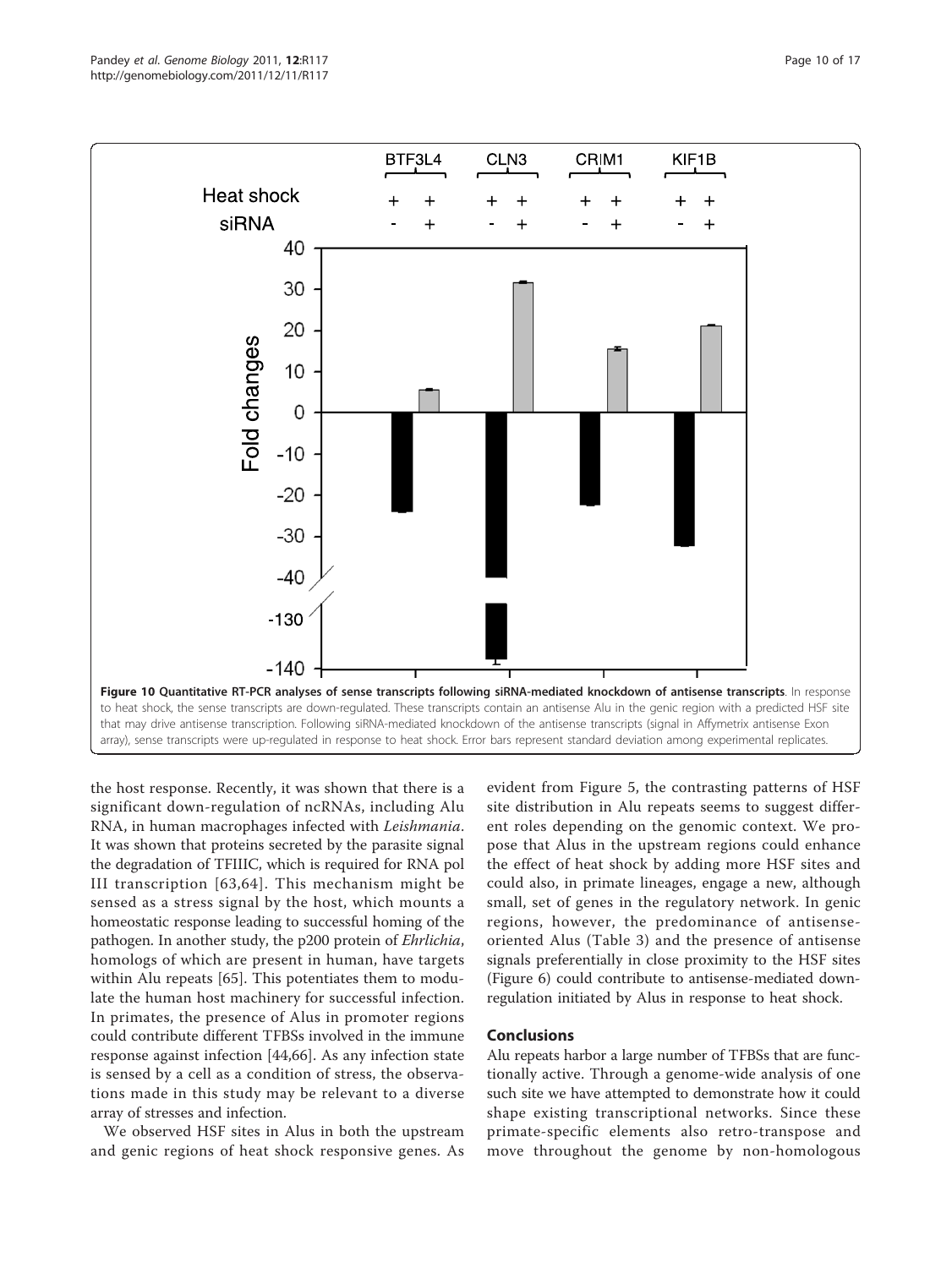**Figure 10 Quantitative RT-PCR analyses of sense transcripts following siRNA-mediated knockdown of antisense transcripts**. In response to heat shock, the sense transcripts are down-regulated. These transcripts contain an antisense Alu in the genic region with a predicted HSF site that may drive antisense transcription. Following siRNA-mediated knockdown of the antisense transcripts (signal in Affymetrix antisense Exon array), sense transcripts were up-regulated in response to heat shock. Error bars represent standard deviation among experimental replicates.

the host response. Recently, it was shown that there is a significant down-regulation of ncRNAs, including Alu RNA, in human macrophages infected with *Leishmania*. It was shown that proteins secreted by the parasite signal the degradation of TFIIIC, which is required for RNA pol III transcription [63,64]. This mechanism might be sensed as a stress signal by the host, which mounts a homeostatic response leading to successful homing of the pathogen. In another study, the p200 protein of *Ehrlichia*, homologs of which are present in human, have targets within Alu repeats [65]. This potentiates them to modulate the human host machinery for successful infection. In primates, the presence of Alus in promoter regions could contribute different TFBSs involved in the immune response against infection [44,66]. As any infection state is sensed by a cell as a condition of stress, the observations made in this study may be relevant to a diverse array of stresses and infection.

We observed HSF sites in Alus in both the upstream and genic regions of heat shock responsive genes. As evident from Figure 5, the contrasting patterns of HSF site distribution in Alu repeats seems to suggest different roles depending on the genomic context. We propose that Alus in the upstream regions could enhance the effect of heat shock by adding more HSF sites and could also, in primate lineages, engage a new, although small, set of genes in the regulatory network. In genic regions, however, the predominance of antisense-oriented Alus (Table 3) and the presence of antisense signals preferentially in close proximity to the HSF sites (Figure 6) could contribute to antisense-mediated down-regulation initiated by Alus in response to heat shock.

## Conclusions

Alu repeats harbor a large number of TFBSs that are functionally active. Through a genome-wide analysis of one such site we have attempted to demonstrate how it could shape existing transcriptional networks. Since these primate-specific elements also retro-transpose and move throughout the genome by non-homologous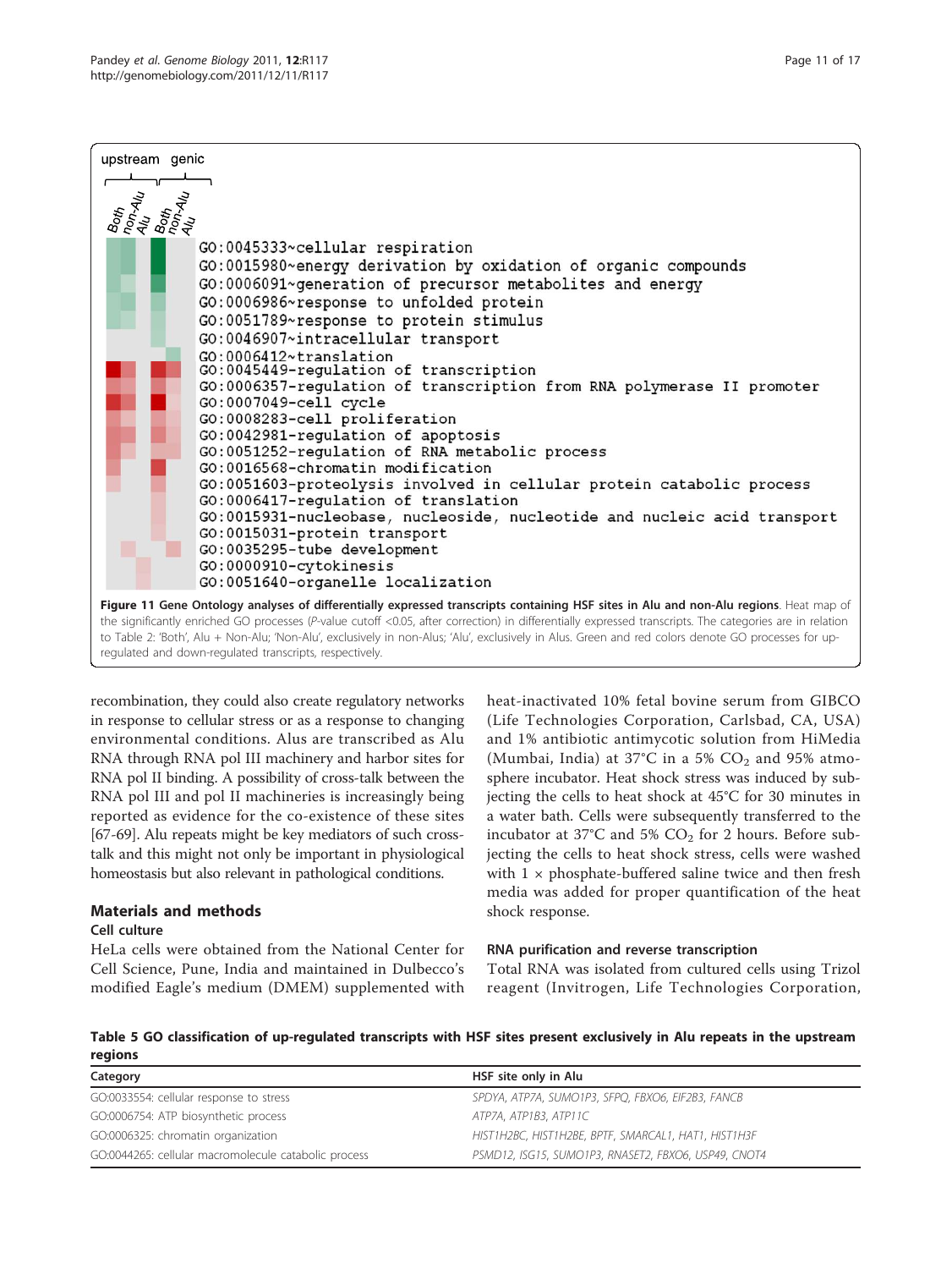upstream genic

Both non-Alu Alu Both non-Alu Alu

GO:0045333~cellular respiration
GO:0015980~energy derivation by oxidation of organic compounds
GO:0006091~generation of precursor metabolites and energy
GO:0006986~response to unfolded protein
GO:0051789~response to protein stimulus
GO:0046907~intracellular transport
GO:0006412~translation
GO:0045449-regulation of transcription
GO:0006357-regulation of transcription from RNA polymerase II promoter
GO:0007049-cell cycle
GO:0008283-cell proliferation
GO:0042981-regulation of apoptosis
GO:0051252-regulation of RNA metabolic process
GO:0016568-chromatin modification
GO:0051603-proteolysis involved in cellular protein catabolic process
GO:0006417-regulation of translation
GO:0015931-nucleobase, nucleoside, nucleotide and nucleic acid transport
GO:0015031-protein transport
GO:0035295-tube development
GO:0000910-cytokinesis
GO:0051640-organelle localization

**Figure 11 Gene Ontology analyses of differentially expressed transcripts containing HSF sites in Alu and non-Alu regions**. Heat map of the significantly enriched GO processes (*P*-value cutoff <0.05, after correction) in differentially expressed transcripts. The categories are in relation to Table 2: 'Both', Alu + Non-Alu; 'Non-Alu', exclusively in non-Alus; 'Alu', exclusively in Alus. Green and red colors denote GO processes for up-regulated and down-regulated transcripts, respectively.

recombination, they could also create regulatory networks in response to cellular stress or as a response to changing environmental conditions. Alus are transcribed as Alu RNA through RNA pol III machinery and harbor sites for RNA pol II binding. A possibility of cross-talk between the RNA pol III and pol II machineries is increasingly being reported as evidence for the co-existence of these sites [67-69]. Alu repeats might be key mediators of such cross-talk and this might not only be important in physiological homeostasis but also relevant in pathological conditions.

## Materials and methods

### Cell culture

HeLa cells were obtained from the National Center for Cell Science, Pune, India and maintained in Dulbecco's modified Eagle's medium (DMEM) supplemented with heat-inactivated 10% fetal bovine serum from GIBCO (Life Technologies Corporation, Carlsbad, CA, USA) and 1% antibiotic antimycotic solution from HiMedia (Mumbai, India) at 37°C in a 5% $CO_2$ and 95% atmosphere incubator. Heat shock stress was induced by subjecting the cells to heat shock at 45°C for 30 minutes in a water bath. Cells were subsequently transferred to the incubator at 37°C and 5% $CO_2$ for 2 hours. Before subjecting the cells to heat shock stress, cells were washed with 1 × phosphate-buffered saline twice and then fresh media was added for proper quantification of the heat shock response.

### RNA purification and reverse transcription

Total RNA was isolated from cultured cells using Trizol reagent (Invitrogen, Life Technologies Corporation,

**Table 5 GO classification of up-regulated transcripts with HSF sites present exclusively in Alu repeats in the upstream regions**

| Category | HSF site only in Alu |
|---|---|
| GO:0033554: cellular response to stress | *SPDYA, ATP7A, SUMO1P3, SFPQ, FBXO6, EIF2B3, FANCB* |
| GO:0006754: ATP biosynthetic process | *ATP7A, ATP1B3, ATP11C* |
| GO:0006325: chromatin organization | *HIST1H2BC, HIST1H2BE, BPTF, SMARCAL1, HAT1, HIST1H3F* |
| GO:0044265: cellular macromolecule catabolic process | *PSMD12, ISG15, SUMO1P3, RNASET2, FBXO6, USP49, CNOT4* |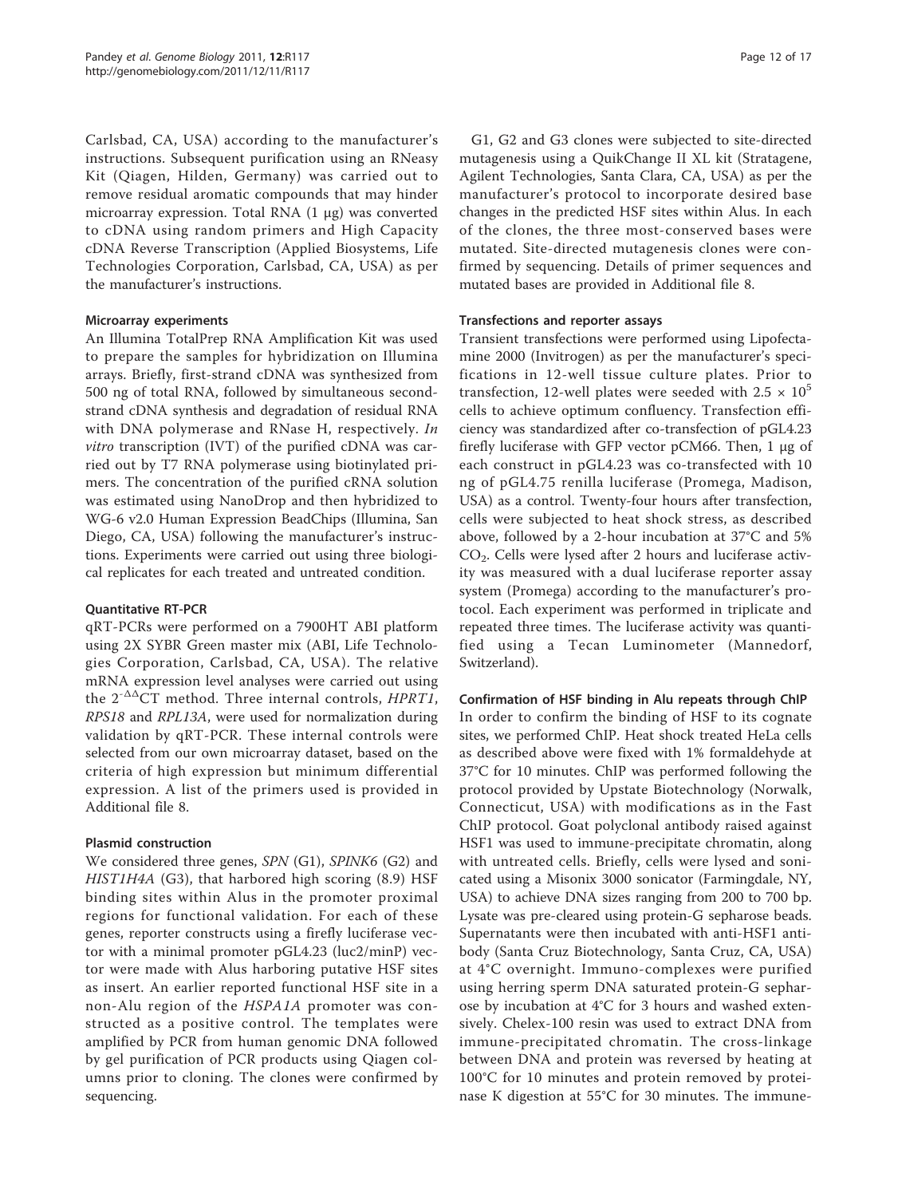Carlsbad, CA, USA) according to the manufacturer's instructions. Subsequent purification using an RNeasy Kit (Qiagen, Hilden, Germany) was carried out to remove residual aromatic compounds that may hinder microarray expression. Total RNA (1 μg) was converted to cDNA using random primers and High Capacity cDNA Reverse Transcription (Applied Biosystems, Life Technologies Corporation, Carlsbad, CA, USA) as per the manufacturer's instructions.

#### Microarray experiments

An Illumina TotalPrep RNA Amplification Kit was used to prepare the samples for hybridization on Illumina arrays. Briefly, first-strand cDNA was synthesized from 500 ng of total RNA, followed by simultaneous second-strand cDNA synthesis and degradation of residual RNA with DNA polymerase and RNase H, respectively. *In vitro* transcription (IVT) of the purified cDNA was carried out by T7 RNA polymerase using biotinylated primers. The concentration of the purified cRNA solution was estimated using NanoDrop and then hybridized to WG-6 v2.0 Human Expression BeadChips (Illumina, San Diego, CA, USA) following the manufacturer's instructions. Experiments were carried out using three biological replicates for each treated and untreated condition.

#### Quantitative RT-PCR

qRT-PCRs were performed on a 7900HT ABI platform using 2X SYBR Green master mix (ABI, Life Technologies Corporation, Carlsbad, CA, USA). The relative mRNA expression level analyses were carried out using the $2^{-\Delta\Delta}$CT method. Three internal controls, *HPRT1*, *RPS18* and *RPL13A*, were used for normalization during validation by qRT-PCR. These internal controls were selected from our own microarray dataset, based on the criteria of high expression but minimum differential expression. A list of the primers used is provided in Additional file 8.

#### Plasmid construction

We considered three genes, *SPN* (G1), *SPINK6* (G2) and *HIST1H4A* (G3), that harbored high scoring (8.9) HSF binding sites within Alus in the promoter proximal regions for functional validation. For each of these genes, reporter constructs using a firefly luciferase vector with a minimal promoter pGL4.23 (luc2/minP) vector were made with Alus harboring putative HSF sites as insert. An earlier reported functional HSF site in a non-Alu region of the *HSPA1A* promoter was constructed as a positive control. The templates were amplified by PCR from human genomic DNA followed by gel purification of PCR products using Qiagen columns prior to cloning. The clones were confirmed by sequencing.

G1, G2 and G3 clones were subjected to site-directed mutagenesis using a QuikChange II XL kit (Stratagene, Agilent Technologies, Santa Clara, CA, USA) as per the manufacturer's protocol to incorporate desired base changes in the predicted HSF sites within Alus. In each of the clones, the three most-conserved bases were mutated. Site-directed mutagenesis clones were confirmed by sequencing. Details of primer sequences and mutated bases are provided in Additional file 8.

#### Transfections and reporter assays

Transient transfections were performed using Lipofectamine 2000 (Invitrogen) as per the manufacturer's specifications in 12-well tissue culture plates. Prior to transfection, 12-well plates were seeded with $2.5 \times 10^5$ cells to achieve optimum confluency. Transfection efficiency was standardized after co-transfection of pGL4.23 firefly luciferase with GFP vector pCM66. Then, 1 μg of each construct in pGL4.23 was co-transfected with 10 ng of pGL4.75 renilla luciferase (Promega, Madison, USA) as a control. Twenty-four hours after transfection, cells were subjected to heat shock stress, as described above, followed by a 2-hour incubation at 37°C and 5% $CO_2$. Cells were lysed after 2 hours and luciferase activity was measured with a dual luciferase reporter assay system (Promega) according to the manufacturer's protocol. Each experiment was performed in triplicate and repeated three times. The luciferase activity was quantified using a Tecan Luminometer (Mannedorf, Switzerland).

#### Confirmation of HSF binding in Alu repeats through ChIP

In order to confirm the binding of HSF to its cognate sites, we performed ChIP. Heat shock treated HeLa cells as described above were fixed with 1% formaldehyde at 37°C for 10 minutes. ChIP was performed following the protocol provided by Upstate Biotechnology (Norwalk, Connecticut, USA) with modifications as in the Fast ChIP protocol. Goat polyclonal antibody raised against HSF1 was used to immune-precipitate chromatin, along with untreated cells. Briefly, cells were lysed and sonicated using a Misonix 3000 sonicator (Farmingdale, NY, USA) to achieve DNA sizes ranging from 200 to 700 bp. Lysate was pre-cleared using protein-G sepharose beads. Supernatants were then incubated with anti-HSF1 antibody (Santa Cruz Biotechnology, Santa Cruz, CA, USA) at 4°C overnight. Immuno-complexes were purified using herring sperm DNA saturated protein-G sepharose by incubation at 4°C for 3 hours and washed extensively. Chelex-100 resin was used to extract DNA from immune-precipitated chromatin. The cross-linkage between DNA and protein was reversed by heating at 100°C for 10 minutes and protein removed by proteinase K digestion at 55°C for 30 minutes. The immune-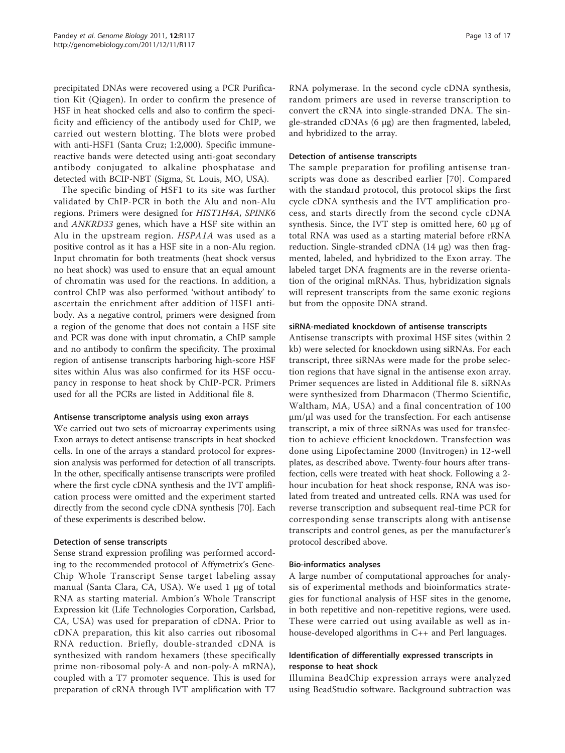precipitated DNAs were recovered using a PCR Purification Kit (Qiagen). In order to confirm the presence of HSF in heat shocked cells and also to confirm the specificity and efficiency of the antibody used for ChIP, we carried out western blotting. The blots were probed with anti-HSF1 (Santa Cruz; 1:2,000). Specific immune-reactive bands were detected using anti-goat secondary antibody conjugated to alkaline phosphatase and detected with BCIP-NBT (Sigma, St. Louis, MO, USA).

The specific binding of HSF1 to its site was further validated by ChIP-PCR in both the Alu and non-Alu regions. Primers were designed for *HIST1H4A*, *SPINK6* and *ANKRD33* genes, which have a HSF site within an Alu in the upstream region. *HSPA1A* was used as a positive control as it has a HSF site in a non-Alu region. Input chromatin for both treatments (heat shock versus no heat shock) was used to ensure that an equal amount of chromatin was used for the reactions. In addition, a control ChIP was also performed 'without antibody' to ascertain the enrichment after addition of HSF1 antibody. As a negative control, primers were designed from a region of the genome that does not contain a HSF site and PCR was done with input chromatin, a ChIP sample and no antibody to confirm the specificity. The proximal region of antisense transcripts harboring high-score HSF sites within Alus was also confirmed for its HSF occupancy in response to heat shock by ChIP-PCR. Primers used for all the PCRs are listed in Additional file 8.

#### Antisense transcriptome analysis using exon arrays

We carried out two sets of microarray experiments using Exon arrays to detect antisense transcripts in heat shocked cells. In one of the arrays a standard protocol for expression analysis was performed for detection of all transcripts. In the other, specifically antisense transcripts were profiled where the first cycle cDNA synthesis and the IVT amplification process were omitted and the experiment started directly from the second cycle cDNA synthesis [70]. Each of these experiments is described below.

#### Detection of sense transcripts

Sense strand expression profiling was performed according to the recommended protocol of Affymetrix's GeneChip Whole Transcript Sense target labeling assay manual (Santa Clara, CA, USA). We used 1 μg of total RNA as starting material. Ambion's Whole Transcript Expression kit (Life Technologies Corporation, Carlsbad, CA, USA) was used for preparation of cDNA. Prior to cDNA preparation, this kit also carries out ribosomal RNA reduction. Briefly, double-stranded cDNA is synthesized with random hexamers (these specifically prime non-ribosomal poly-A and non-poly-A mRNA), coupled with a T7 promoter sequence. This is used for preparation of cRNA through IVT amplification with T7 RNA polymerase. In the second cycle cDNA synthesis, random primers are used in reverse transcription to convert the cRNA into single-stranded DNA. The single-stranded cDNAs (6 μg) are then fragmented, labeled, and hybridized to the array.

#### Detection of antisense transcripts

The sample preparation for profiling antisense transcripts was done as described earlier [70]. Compared with the standard protocol, this protocol skips the first cycle cDNA synthesis and the IVT amplification process, and starts directly from the second cycle cDNA synthesis. Since, the IVT step is omitted here, 60 μg of total RNA was used as a starting material before rRNA reduction. Single-stranded cDNA (14 μg) was then fragmented, labeled, and hybridized to the Exon array. The labeled target DNA fragments are in the reverse orientation of the original mRNAs. Thus, hybridization signals will represent transcripts from the same exonic regions but from the opposite DNA strand.

#### siRNA-mediated knockdown of antisense transcripts

Antisense transcripts with proximal HSF sites (within 2 kb) were selected for knockdown using siRNAs. For each transcript, three siRNAs were made for the probe selection regions that have signal in the antisense exon array. Primer sequences are listed in Additional file 8. siRNAs were synthesized from Dharmacon (Thermo Scientific, Waltham, MA, USA) and a final concentration of 100 μm/μl was used for the transfection. For each antisense transcript, a mix of three siRNAs was used for transfection to achieve efficient knockdown. Transfection was done using Lipofectamine 2000 (Invitrogen) in 12-well plates, as described above. Twenty-four hours after transfection, cells were treated with heat shock. Following a 2-hour incubation for heat shock response, RNA was isolated from treated and untreated cells. RNA was used for reverse transcription and subsequent real-time PCR for corresponding sense transcripts along with antisense transcripts and control genes, as per the manufacturer's protocol described above.

#### Bio-informatics analyses

A large number of computational approaches for analysis of experimental methods and bioinformatics strategies for functional analysis of HSF sites in the genome, in both repetitive and non-repetitive regions, were used. These were carried out using available as well as in-house-developed algorithms in C++ and Perl languages.

### Identification of differentially expressed transcripts in response to heat shock

Illumina BeadChip expression arrays were analyzed using BeadStudio software. Background subtraction was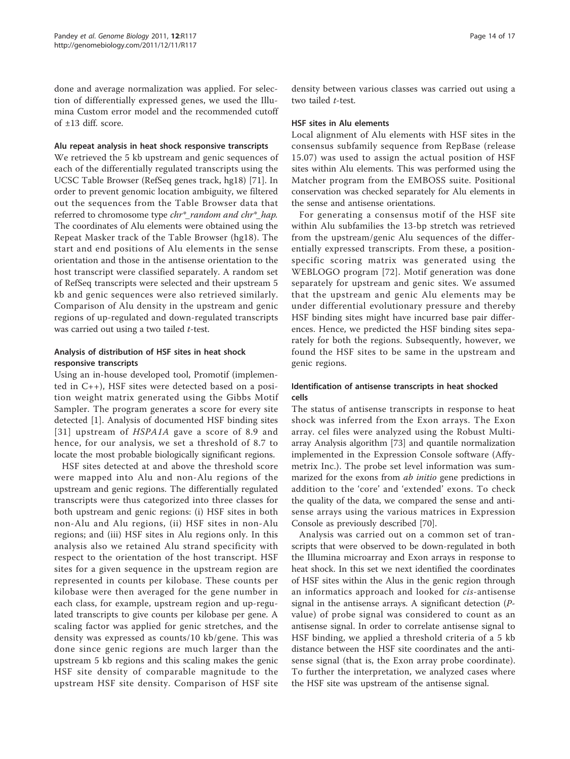done and average normalization was applied. For selection of differentially expressed genes, we used the Illumina Custom error model and the recommended cutoff of ±13 diff. score.

### Alu repeat analysis in heat shock responsive transcripts

We retrieved the 5 kb upstream and genic sequences of each of the differentially regulated transcripts using the UCSC Table Browser (RefSeq genes track, hg18) [71]. In order to prevent genomic location ambiguity, we filtered out the sequences from the Table Browser data that referred to chromosome type *chr*_random and chr*_hap*. The coordinates of Alu elements were obtained using the Repeat Masker track of the Table Browser (hg18). The start and end positions of Alu elements in the sense orientation and those in the antisense orientation to the host transcript were classified separately. A random set of RefSeq transcripts were selected and their upstream 5 kb and genic sequences were also retrieved similarly. Comparison of Alu density in the upstream and genic regions of up-regulated and down-regulated transcripts was carried out using a two tailed *t*-test.

### Analysis of distribution of HSF sites in heat shock responsive transcripts

Using an in-house developed tool, Promotif (implemented in C++), HSF sites were detected based on a position weight matrix generated using the Gibbs Motif Sampler. The program generates a score for every site detected [1]. Analysis of documented HSF binding sites [31] upstream of *HSPA1A* gave a score of 8.9 and hence, for our analysis, we set a threshold of 8.7 to locate the most probable biologically significant regions.

HSF sites detected at and above the threshold score were mapped into Alu and non-Alu regions of the upstream and genic regions. The differentially regulated transcripts were thus categorized into three classes for both upstream and genic regions: (i) HSF sites in both non-Alu and Alu regions, (ii) HSF sites in non-Alu regions; and (iii) HSF sites in Alu regions only. In this analysis also we retained Alu strand specificity with respect to the orientation of the host transcript. HSF sites for a given sequence in the upstream region are represented in counts per kilobase. These counts per kilobase were then averaged for the gene number in each class, for example, upstream region and up-regulated transcripts to give counts per kilobase per gene. A scaling factor was applied for genic stretches, and the density was expressed as counts/10 kb/gene. This was done since genic regions are much larger than the upstream 5 kb regions and this scaling makes the genic HSF site density of comparable magnitude to the upstream HSF site density. Comparison of HSF site density between various classes was carried out using a two tailed *t*-test.

### HSF sites in Alu elements

Local alignment of Alu elements with HSF sites in the consensus subfamily sequence from RepBase (release 15.07) was used to assign the actual position of HSF sites within Alu elements. This was performed using the Matcher program from the EMBOSS suite. Positional conservation was checked separately for Alu elements in the sense and antisense orientations.

For generating a consensus motif of the HSF site within Alu subfamilies the 13-bp stretch was retrieved from the upstream/genic Alu sequences of the differentially expressed transcripts. From these, a position-specific scoring matrix was generated using the WEBLOGO program [72]. Motif generation was done separately for upstream and genic sites. We assumed that the upstream and genic Alu elements may be under differential evolutionary pressure and thereby HSF binding sites might have incurred base pair differences. Hence, we predicted the HSF binding sites separately for both the regions. Subsequently, however, we found the HSF sites to be same in the upstream and genic regions.

### Identification of antisense transcripts in heat shocked cells

The status of antisense transcripts in response to heat shock was inferred from the Exon arrays. The Exon array. cel files were analyzed using the Robust Multi-array Analysis algorithm [73] and quantile normalization implemented in the Expression Console software (Affymetrix Inc.). The probe set level information was summarized for the exons from *ab initio* gene predictions in addition to the 'core' and 'extended' exons. To check the quality of the data, we compared the sense and antisense arrays using the various matrices in Expression Console as previously described [70].

Analysis was carried out on a common set of transcripts that were observed to be down-regulated in both the Illumina microarray and Exon arrays in response to heat shock. In this set we next identified the coordinates of HSF sites within the Alus in the genic region through an informatics approach and looked for *cis*-antisense signal in the antisense arrays. A significant detection (*P*-value) of probe signal was considered to count as an antisense signal. In order to correlate antisense signal to HSF binding, we applied a threshold criteria of a 5 kb distance between the HSF site coordinates and the antisense signal (that is, the Exon array probe coordinate). To further the interpretation, we analyzed cases where the HSF site was upstream of the antisense signal.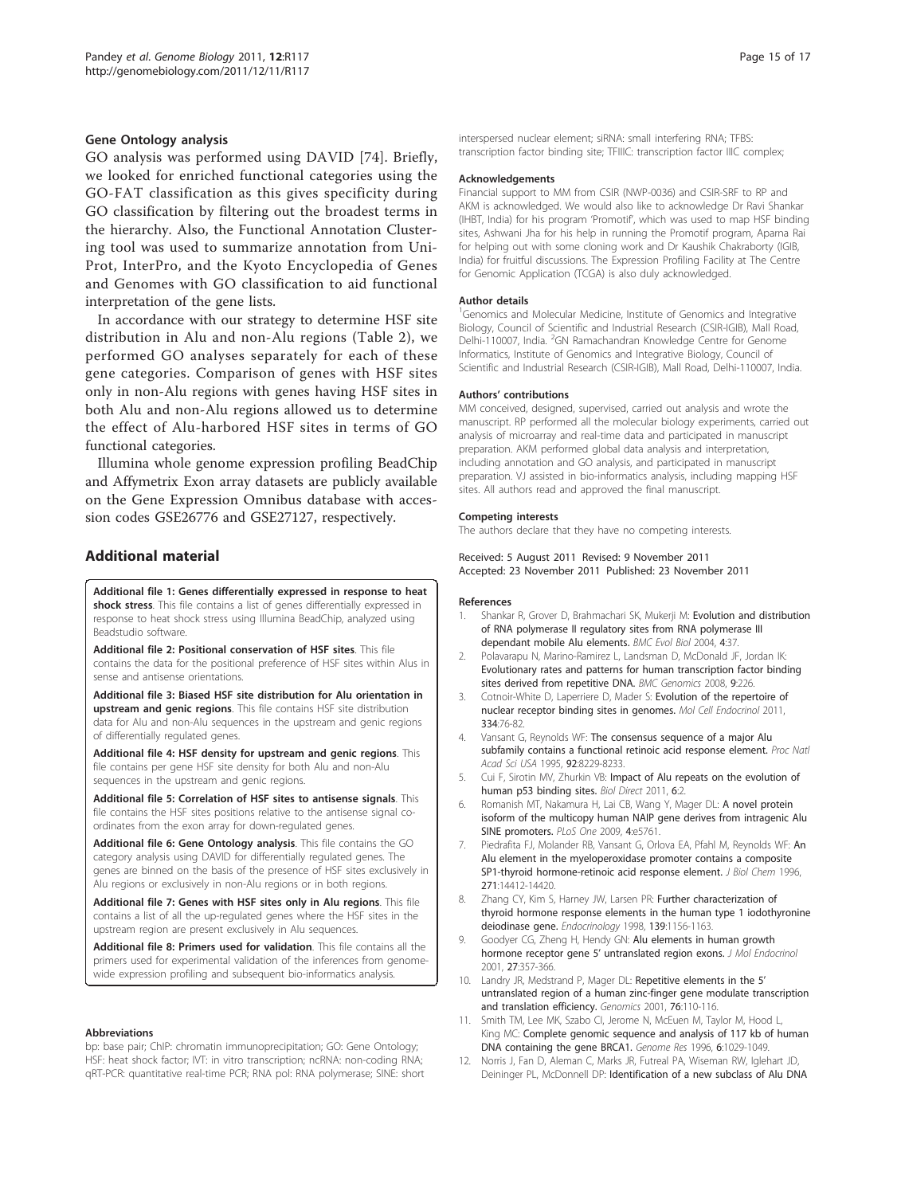### Gene Ontology analysis

GO analysis was performed using DAVID [74]. Briefly, we looked for enriched functional categories using the GO-FAT classification as this gives specificity during GO classification by filtering out the broadest terms in the hierarchy. Also, the Functional Annotation Clustering tool was used to summarize annotation from UniProt, InterPro, and the Kyoto Encyclopedia of Genes and Genomes with GO classification to aid functional interpretation of the gene lists.

In accordance with our strategy to determine HSF site distribution in Alu and non-Alu regions (Table 2), we performed GO analyses separately for each of these gene categories. Comparison of genes with HSF sites only in non-Alu regions with genes having HSF sites in both Alu and non-Alu regions allowed us to determine the effect of Alu-harbored HSF sites in terms of GO functional categories.

Illumina whole genome expression profiling BeadChip and Affymetrix Exon array datasets are publicly available on the Gene Expression Omnibus database with accession codes GSE26776 and GSE27127, respectively.

## Additional material

**Additional file 1: Genes differentially expressed in response to heat shock stress**. This file contains a list of genes differentially expressed in response to heat shock stress using Illumina BeadChip, analyzed using Beadstudio software.

**Additional file 2: Positional conservation of HSF sites**. This file contains the data for the positional preference of HSF sites within Alus in sense and antisense orientations.

**Additional file 3: Biased HSF site distribution for Alu orientation in upstream and genic regions**. This file contains HSF site distribution data for Alu and non-Alu sequences in the upstream and genic regions of differentially regulated genes.

**Additional file 4: HSF density for upstream and genic regions**. This file contains per gene HSF site density for both Alu and non-Alu sequences in the upstream and genic regions.

**Additional file 5: Correlation of HSF sites to antisense signals**. This file contains the HSF sites positions relative to the antisense signal co-ordinates from the exon array for down-regulated genes.

**Additional file 6: Gene Ontology analysis**. This file contains the GO category analysis using DAVID for differentially regulated genes. The genes are binned on the basis of the presence of HSF sites exclusively in Alu regions or exclusively in non-Alu regions or in both regions.

**Additional file 7: Genes with HSF sites only in Alu regions**. This file contains a list of all the up-regulated genes where the HSF sites in the upstream region are present exclusively in Alu sequences.

**Additional file 8: Primers used for validation**. This file contains all the primers used for experimental validation of the inferences from genome-wide expression profiling and subsequent bio-informatics analysis.

#### Abbreviations

bp: base pair; ChIP: chromatin immunoprecipitation; GO: Gene Ontology; HSF: heat shock factor; IVT: in vitro transcription; ncRNA: non-coding RNA; qRT-PCR: quantitative real-time PCR; RNA pol: RNA polymerase; SINE: short interspersed nuclear element; siRNA: small interfering RNA; TFBS: transcription factor binding site; TFIIIC: transcription factor IIIC complex;

#### Acknowledgements

Financial support to MM from CSIR (NWP-0036) and CSIR-SRF to RP and AKM is acknowledged. We would also like to acknowledge Dr Ravi Shankar (IHBT, India) for his program 'Promotif', which was used to map HSF binding sites, Ashwani Jha for his help in running the Promotif program, Aparna Rai for helping out with some cloning work and Dr Kaushik Chakraborty (IGIB, India) for fruitful discussions. The Expression Profiling Facility at The Centre for Genomic Application (TCGA) is also duly acknowledged.

#### Author details

[1]Genomics and Molecular Medicine, Institute of Genomics and Integrative Biology, Council of Scientific and Industrial Research (CSIR-IGIB), Mall Road, Delhi-110007, India. [2]GN Ramachandran Knowledge Centre for Genome Informatics, Institute of Genomics and Integrative Biology, Council of Scientific and Industrial Research (CSIR-IGIB), Mall Road, Delhi-110007, India.

#### Authors' contributions

MM conceived, designed, supervised, carried out analysis and wrote the manuscript. RP performed all the molecular biology experiments, carried out analysis of microarray and real-time data and participated in manuscript preparation. AKM performed global data analysis and interpretation, including annotation and GO analysis, and participated in manuscript preparation. VJ assisted in bio-informatics analysis, including mapping HSF sites. All authors read and approved the final manuscript.

#### Competing interests

The authors declare that they have no competing interests.

Received: 5 August 2011 Revised: 9 November 2011
Accepted: 23 November 2011 Published: 23 November 2011

#### References

1. Shankar R, Grover D, Brahmachari SK, Mukerji M: **Evolution and distribution of RNA polymerase II regulatory sites from RNA polymerase III dependant mobile Alu elements.** *BMC Evol Biol* 2004, **4**:37.
2. Polavarapu N, Marino-Ramirez L, Landsman D, McDonald JF, Jordan IK: **Evolutionary rates and patterns for human transcription factor binding sites derived from repetitive DNA.** *BMC Genomics* 2008, **9**:226.
3. Cotnoir-White D, Laperriere D, Mader S: **Evolution of the repertoire of nuclear receptor binding sites in genomes.** *Mol Cell Endocrinol* 2011, **334**:76-82.
4. Vansant G, Reynolds WF: **The consensus sequence of a major Alu subfamily contains a functional retinoic acid response element.** *Proc Natl Acad Sci USA* 1995, **92**:8229-8233.
5. Cui F, Sirotin MV, Zhurkin VB: **Impact of Alu repeats on the evolution of human p53 binding sites.** *Biol Direct* 2011, **6**:2.
6. Romanish MT, Nakamura H, Lai CB, Wang Y, Mager DL: **A novel protein isoform of the multicopy human NAIP gene derives from intragenic Alu SINE promoters.** *PLoS One* 2009, **4**:e5761.
7. Piedrafita FJ, Molander RB, Vansant G, Orlova EA, Pfahl M, Reynolds WF: **An Alu element in the myeloperoxidase promoter contains a composite SP1-thyroid hormone-retinoic acid response element.** *J Biol Chem* 1996, **271**:14412-14420.
8. Zhang CY, Kim S, Harney JW, Larsen PR: **Further characterization of thyroid hormone response elements in the human type 1 iodothyronine deiodinase gene.** *Endocrinology* 1998, **139**:1156-1163.
9. Goodyer CG, Zheng H, Hendy GN: **Alu elements in human growth hormone receptor gene 5' untranslated region exons.** *J Mol Endocrinol* 2001, **27**:357-366.
10. Landry JR, Medstrand P, Mager DL: **Repetitive elements in the 5' untranslated region of a human zinc-finger gene modulate transcription and translation efficiency.** *Genomics* 2001, **76**:110-116.
11. Smith TM, Lee MK, Szabo CI, Jerome N, McEuen M, Taylor M, Hood L, King MC: **Complete genomic sequence and analysis of 117 kb of human DNA containing the gene BRCA1.** *Genome Res* 1996, **6**:1029-1049.
12. Norris J, Fan D, Aleman C, Marks JR, Futreal PA, Wiseman RW, Iglehart JD, Deininger PL, McDonnell DP: **Identification of a new subclass of Alu DNA**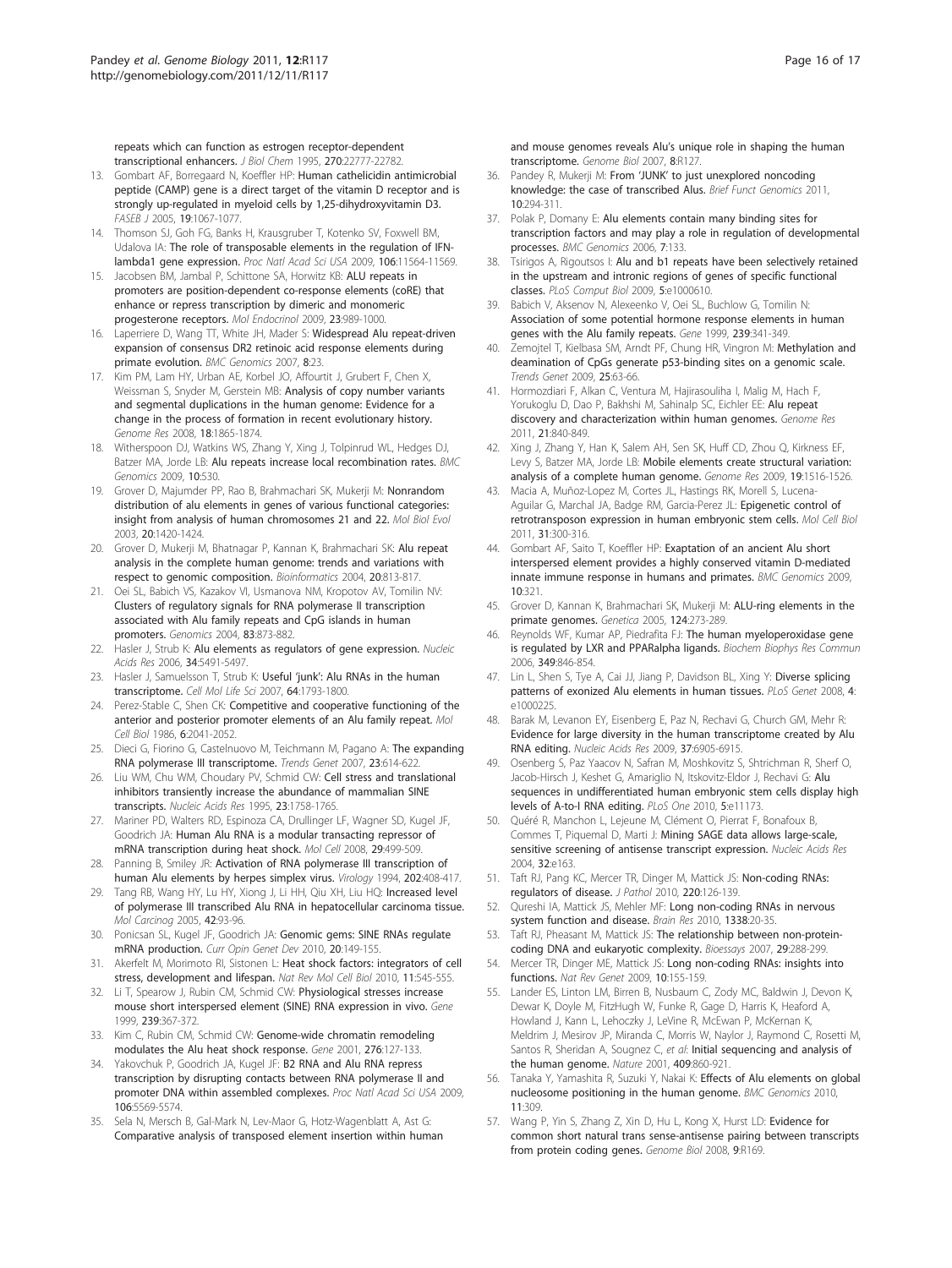repeats which can function as estrogen receptor-dependent transcriptional enhancers. *J Biol Chem* 1995, **270**:22777-22782.

13. Gombart AF, Borregaard N, Koeffler HP: **Human cathelicidin antimicrobial peptide (CAMP) gene is a direct target of the vitamin D receptor and is strongly up-regulated in myeloid cells by 1,25-dihydroxyvitamin D3.** *FASEB J* 2005, **19**:1067-1077.
14. Thomson SJ, Goh FG, Banks H, Krausgruber T, Kotenko SV, Foxwell BM, Udalova IA: **The role of transposable elements in the regulation of IFN-lambda1 gene expression.** *Proc Natl Acad Sci USA* 2009, **106**:11564-11569.
15. Jacobsen BM, Jambal P, Schittone SA, Horwitz KB: **ALU repeats in promoters are position-dependent co-response elements (coRE) that enhance or repress transcription by dimeric and monomeric progesterone receptors.** *Mol Endocrinol* 2009, **23**:989-1000.
16. Laperriere D, Wang TT, White JH, Mader S: **Widespread Alu repeat-driven expansion of consensus DR2 retinoic acid response elements during primate evolution.** *BMC Genomics* 2007, **8**:23.
17. Kim PM, Lam HY, Urban AE, Korbel JO, Affourtit J, Grubert F, Chen X, Weissman S, Snyder M, Gerstein MB: **Analysis of copy number variants and segmental duplications in the human genome: Evidence for a change in the process of formation in recent evolutionary history.** *Genome Res* 2008, **18**:1865-1874.
18. Witherspoon DJ, Watkins WS, Zhang Y, Xing J, Tolpinrud WL, Hedges DJ, Batzer MA, Jorde LB: **Alu repeats increase local recombination rates.** *BMC Genomics* 2009, **10**:530.
19. Grover D, Majumder PP, Rao B, Brahmachari SK, Mukerji M: **Nonrandom distribution of alu elements in genes of various functional categories: insight from analysis of human chromosomes 21 and 22.** *Mol Biol Evol* 2003, **20**:1420-1424.
20. Grover D, Mukerji M, Bhatnagar P, Kannan K, Brahmachari SK: **Alu repeat analysis in the complete human genome: trends and variations with respect to genomic composition.** *Bioinformatics* 2004, **20**:813-817.
21. Oei SL, Babich VS, Kazakov VI, Usmanova NM, Kropotov AV, Tomilin NV: **Clusters of regulatory signals for RNA polymerase II transcription associated with Alu family repeats and CpG islands in human promoters.** *Genomics* 2004, **83**:873-882.
22. Hasler J, Strub K: **Alu elements as regulators of gene expression.** *Nucleic Acids Res* 2006, **34**:5491-5497.
23. Hasler J, Samuelsson T, Strub K: **Useful 'junk': Alu RNAs in the human transcriptome.** *Cell Mol Life Sci* 2007, **64**:1793-1800.
24. Perez-Stable C, Shen CK: **Competitive and cooperative functioning of the anterior and posterior promoter elements of an Alu family repeat.** *Mol Cell Biol* 1986, **6**:2041-2052.
25. Dieci G, Fiorino G, Castelnuovo M, Teichmann M, Pagano A: **The expanding RNA polymerase III transcriptome.** *Trends Genet* 2007, **23**:614-622.
26. Liu WM, Chu WM, Choudary PV, Schmid CW: **Cell stress and translational inhibitors transiently increase the abundance of mammalian SINE transcripts.** *Nucleic Acids Res* 1995, **23**:1758-1765.
27. Mariner PD, Walters RD, Espinoza CA, Drullinger LF, Wagner SD, Kugel JF, Goodrich JA: **Human Alu RNA is a modular transacting repressor of mRNA transcription during heat shock.** *Mol Cell* 2008, **29**:499-509.
28. Panning B, Smiley JR: **Activation of RNA polymerase III transcription of human Alu elements by herpes simplex virus.** *Virology* 1994, **202**:408-417.
29. Tang RB, Wang HY, Lu HY, Xiong J, Li HH, Qiu XH, Liu HQ: **Increased level of polymerase III transcribed Alu RNA in hepatocellular carcinoma tissue.** *Mol Carcinog* 2005, **42**:93-96.
30. Ponicsan SL, Kugel JF, Goodrich JA: **Genomic gems: SINE RNAs regulate mRNA production.** *Curr Opin Genet Dev* 2010, **20**:149-155.
31. Akerfelt M, Morimoto RI, Sistonen L: **Heat shock factors: integrators of cell stress, development and lifespan.** *Nat Rev Mol Cell Biol* 2010, **11**:545-555.
32. Li T, Spearow J, Rubin CM, Schmid CW: **Physiological stresses increase mouse short interspersed element (SINE) RNA expression in vivo.** *Gene* 1999, **239**:367-372.
33. Kim C, Rubin CM, Schmid CW: **Genome-wide chromatin remodeling modulates the Alu heat shock response.** *Gene* 2001, **276**:127-133.
34. Yakovchuk P, Goodrich JA, Kugel JF: **B2 RNA and Alu RNA repress transcription by disrupting contacts between RNA polymerase II and promoter DNA within assembled complexes.** *Proc Natl Acad Sci USA* 2009, **106**:5569-5574.
35. Sela N, Mersch B, Gal-Mark N, Lev-Maor G, Hotz-Wagenblatt A, Ast G: **Comparative analysis of transposed element insertion within human and mouse genomes reveals Alu's unique role in shaping the human transcriptome.** *Genome Biol* 2007, **8**:R127.
36. Pandey R, Mukerji M: **From 'JUNK' to just unexplored noncoding knowledge: the case of transcribed Alus.** *Brief Funct Genomics* 2011, **10**:294-311.
37. Polak P, Domany E: **Alu elements contain many binding sites for transcription factors and may play a role in regulation of developmental processes.** *BMC Genomics* 2006, **7**:133.
38. Tsirigos A, Rigoutsos I: **Alu and b1 repeats have been selectively retained in the upstream and intronic regions of genes of specific functional classes.** *PLoS Comput Biol* 2009, **5**:e1000610.
39. Babich V, Aksenov N, Alexeenko V, Oei SL, Buchlow G, Tomilin N: **Association of some potential hormone response elements in human genes with the Alu family repeats.** *Gene* 1999, **239**:341-349.
40. Zemojtel T, Kielbasa SM, Arndt PF, Chung HR, Vingron M: **Methylation and deamination of CpGs generate p53-binding sites on a genomic scale.** *Trends Genet* 2009, **25**:63-66.
41. Hormozdiari F, Alkan C, Ventura M, Hajirasouliha I, Malig M, Hach F, Yorukoglu D, Dao P, Bakhshi M, Sahinalp SC, Eichler EE: **Alu repeat discovery and characterization within human genomes.** *Genome Res* 2011, **21**:840-849.
42. Xing J, Zhang Y, Han K, Salem AH, Sen SK, Huff CD, Zhou Q, Kirkness EF, Levy S, Batzer MA, Jorde LB: **Mobile elements create structural variation: analysis of a complete human genome.** *Genome Res* 2009, **19**:1516-1526.
43. Macia A, Muñoz-Lopez M, Cortes JL, Hastings RK, Morell S, Lucena-Aguilar G, Marchal JA, Badge RM, Garcia-Perez JL: **Epigenetic control of retrotransposon expression in human embryonic stem cells.** *Mol Cell Biol* 2011, **31**:300-316.
44. Gombart AF, Saito T, Koeffler HP: **Exaptation of an ancient Alu short interspersed element provides a highly conserved vitamin D-mediated innate immune response in humans and primates.** *BMC Genomics* 2009, **10**:321.
45. Grover D, Kannan K, Brahmachari SK, Mukerji M: **ALU-ring elements in the primate genomes.** *Genetica* 2005, **124**:273-289.
46. Reynolds WF, Kumar AP, Piedrafita FJ: **The human myeloperoxidase gene is regulated by LXR and PPARalpha ligands.** *Biochem Biophys Res Commun* 2006, **349**:846-854.
47. Lin L, Shen S, Tye A, Cai JJ, Jiang P, Davidson BL, Xing Y: **Diverse splicing patterns of exonized Alu elements in human tissues.** *PLoS Genet* 2008, **4**:e1000225.
48. Barak M, Levanon EY, Eisenberg E, Paz N, Rechavi G, Church GM, Mehr R: **Evidence for large diversity in the human transcriptome created by Alu RNA editing.** *Nucleic Acids Res* 2009, **37**:6905-6915.
49. Osenberg S, Paz Yaacov N, Safran M, Moshkovitz S, Shtrichman R, Sherf O, Jacob-Hirsch J, Keshet G, Amariglio N, Itskovitz-Eldor J, Rechavi G: **Alu sequences in undifferentiated human embryonic stem cells display high levels of A-to-I RNA editing.** *PLoS One* 2010, **5**:e11173.
50. Quéré R, Manchon L, Lejeune M, Clément O, Pierrat F, Bonafoux B, Commes T, Piquemal D, Marti J: **Mining SAGE data allows large-scale, sensitive screening of antisense transcript expression.** *Nucleic Acids Res* 2004, **32**:e163.
51. Taft RJ, Pang KC, Mercer TR, Dinger M, Mattick JS: **Non-coding RNAs: regulators of disease.** *J Pathol* 2010, **220**:126-139.
52. Qureshi IA, Mattick JS, Mehler MF: **Long non-coding RNAs in nervous system function and disease.** *Brain Res* 2010, **1338**:20-35.
53. Taft RJ, Pheasant M, Mattick JS: **The relationship between non-protein-coding DNA and eukaryotic complexity.** *Bioessays* 2007, **29**:288-299.
54. Mercer TR, Dinger ME, Mattick JS: **Long non-coding RNAs: insights into functions.** *Nat Rev Genet* 2009, **10**:155-159.
55. Lander ES, Linton LM, Birren B, Nusbaum C, Zody MC, Baldwin J, Devon K, Dewar K, Doyle M, FitzHugh W, Funke R, Gage D, Harris K, Heaford A, Howland J, Kann L, Lehoczky J, LeVine R, McEwan P, McKernan K, Meldrim J, Mesirov JP, Miranda C, Morris W, Naylor J, Raymond C, Rosetti M, Santos R, Sheridan A, Sougnez C, *et al*: **Initial sequencing and analysis of the human genome.** *Nature* 2001, **409**:860-921.
56. Tanaka Y, Yamashita R, Suzuki Y, Nakai K: **Effects of Alu elements on global nucleosome positioning in the human genome.** *BMC Genomics* 2010, **11**:309.
57. Wang P, Yin S, Zhang Z, Xin D, Hu L, Kong X, Hurst LD: **Evidence for common short natural trans sense-antisense pairing between transcripts from protein coding genes.** *Genome Biol* 2008, **9**:R169.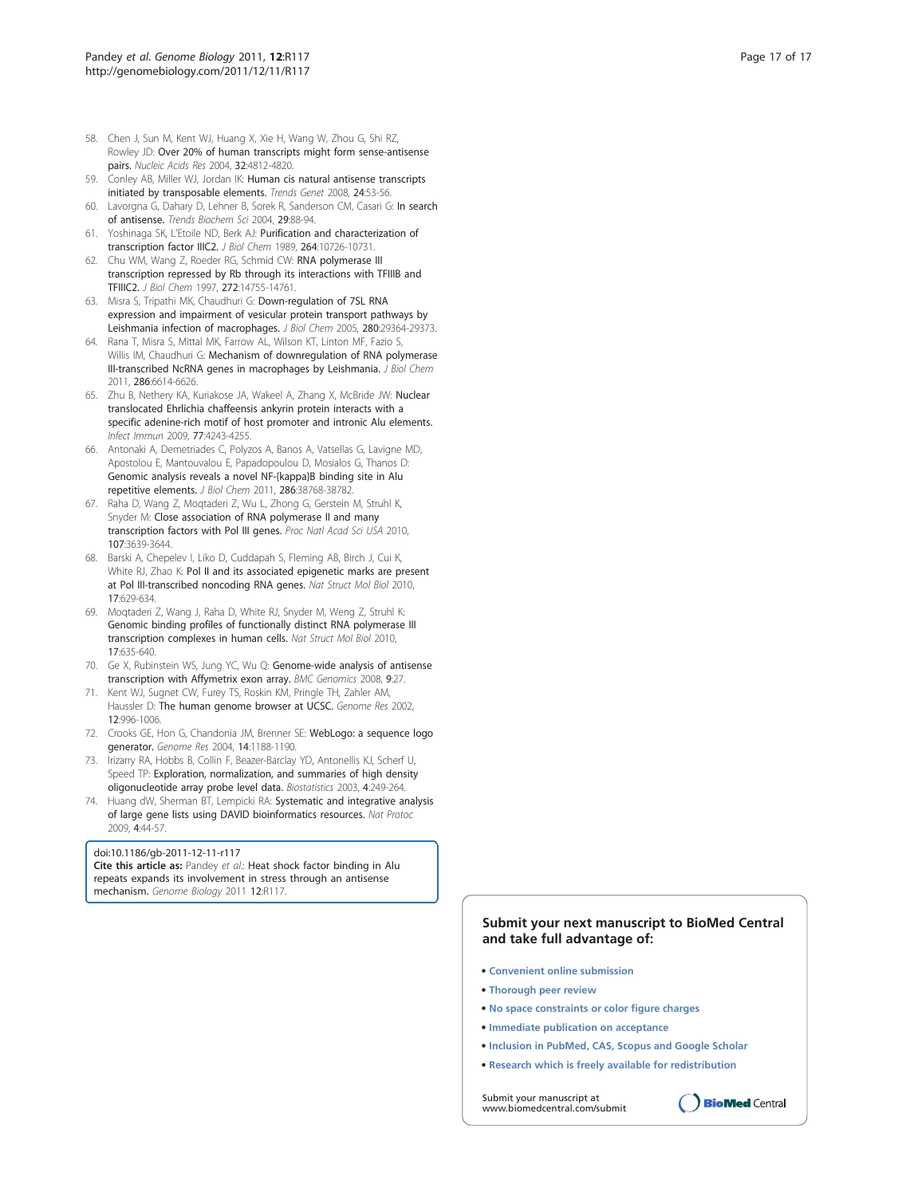58. Chen J, Sun M, Kent WJ, Huang X, Xie H, Wang W, Zhou G, Shi RZ, Rowley JD: **Over 20% of human transcripts might form sense-antisense pairs.** *Nucleic Acids Res* 2004, **32**:4812-4820.
59. Conley AB, Miller WJ, Jordan IK: **Human cis natural antisense transcripts initiated by transposable elements.** *Trends Genet* 2008, **24**:53-56.
60. Lavorgna G, Dahary D, Lehner B, Sorek R, Sanderson CM, Casari G: **In search of antisense.** *Trends Biochem Sci* 2004, **29**:88-94.
61. Yoshinaga SK, L'Etoile ND, Berk AJ: **Purification and characterization of transcription factor IIIC2.** *J Biol Chem* 1989, **264**:10726-10731.
62. Chu WM, Wang Z, Roeder RG, Schmid CW: **RNA polymerase III transcription repressed by Rb through its interactions with TFIIIB and TFIIIC2.** *J Biol Chem* 1997, **272**:14755-14761.
63. Misra S, Tripathi MK, Chaudhuri G: **Down-regulation of 7SL RNA expression and impairment of vesicular protein transport pathways by Leishmania infection of macrophages.** *J Biol Chem* 2005, **280**:29364-29373.
64. Rana T, Misra S, Mittal MK, Farrow AL, Wilson KT, Linton MF, Fazio S, Willis IM, Chaudhuri G: **Mechanism of downregulation of RNA polymerase III-transcribed NcRNA genes in macrophages by Leishmania.** *J Biol Chem* 2011, **286**:6614-6626.
65. Zhu B, Nethery KA, Kuriakose JA, Wakeel A, Zhang X, McBride JW: **Nuclear translocated Ehrlichia chaffeensis ankyrin protein interacts with a specific adenine-rich motif of host promoter and intronic Alu elements.** *Infect Immun* 2009, **77**:4243-4255.
66. Antonaki A, Demetriades C, Polyzos A, Banos A, Vatsellas G, Lavigne MD, Apostolou E, Mantouvalou E, Papadopoulou D, Mosialos G, Thanos D: **Genomic analysis reveals a novel NF-{kappa}B binding site in Alu repetitive elements.** *J Biol Chem* 2011, **286**:38768-38782.
67. Raha D, Wang Z, Moqtaderi Z, Wu L, Zhong G, Gerstein M, Struhl K, Snyder M: **Close association of RNA polymerase II and many transcription factors with Pol III genes.** *Proc Natl Acad Sci USA* 2010, **107**:3639-3644.
68. Barski A, Chepelev I, Liko D, Cuddapah S, Fleming AB, Birch J, Cui K, White RJ, Zhao K: **Pol II and its associated epigenetic marks are present at Pol III-transcribed noncoding RNA genes.** *Nat Struct Mol Biol* 2010, **17**:629-634.
69. Moqtaderi Z, Wang J, Raha D, White RJ, Snyder M, Weng Z, Struhl K: **Genomic binding profiles of functionally distinct RNA polymerase III transcription complexes in human cells.** *Nat Struct Mol Biol* 2010, **17**:635-640.
70. Ge X, Rubinstein WS, Jung YC, Wu Q: **Genome-wide analysis of antisense transcription with Affymetrix exon array.** *BMC Genomics* 2008, **9**:27.
71. Kent WJ, Sugnet CW, Furey TS, Roskin KM, Pringle TH, Zahler AM, Haussler D: **The human genome browser at UCSC.** *Genome Res* 2002, **12**:996-1006.
72. Crooks GE, Hon G, Chandonia JM, Brenner SE: **WebLogo: a sequence logo generator.** *Genome Res* 2004, **14**:1188-1190.
73. Irizarry RA, Hobbs B, Collin F, Beazer-Barclay YD, Antonellis KJ, Scherf U, Speed TP: **Exploration, normalization, and summaries of high density oligonucleotide array probe level data.** *Biostatistics* 2003, **4**:249-264.
74. Huang dW, Sherman BT, Lempicki RA: **Systematic and integrative analysis of large gene lists using DAVID bioinformatics resources.** *Nat Protoc* 2009, **4**:44-57.

doi:10.1186/gb-2011-12-11-r117
**Cite this article as:** Pandey *et al.*: Heat shock factor binding in Alu repeats expands its involvement in stress through an antisense mechanism. *Genome Biology* 2011 **12**:R117.

**Submit your next manuscript to BioMed Central and take full advantage of:**

- Convenient online submission
- Thorough peer review
- No space constraints or color figure charges
- Immediate publication on acceptance
- Inclusion in PubMed, CAS, Scopus and Google Scholar
- Research which is freely available for redistribution

Submit your manuscript at www.biomedcentral.com/submit

BioMed Central